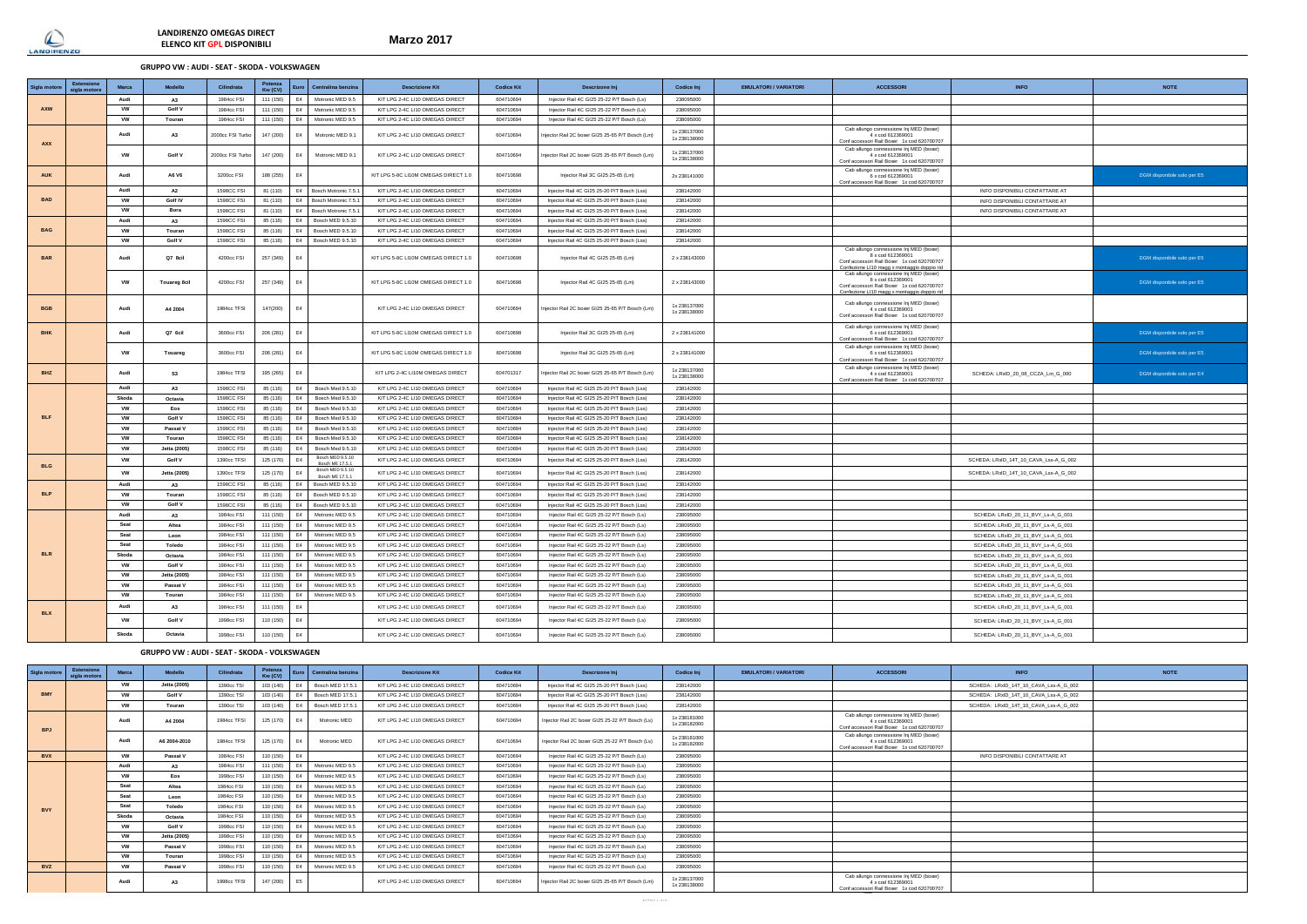# LANDIRENZO OMEGAS DIRECT
## ELENCO KIT GPL DISPONIBILI

**Marzo 2017**

### GRUPPO VW : AUDI - SEAT - SKODA - VOLKSWAGEN

| Sigla motore | Estensione sigla motore | Marca | Modello | Cilindrata | Potenza Kw (CV) | Euro | Centralina benzina | Descrizione Kit | Codice Kit | Descrizone Inj | Codice Inj | EMULATORI / VARIATORI | ACCESSORI | INFO | NOTE |
|---|---|---|---|---|---|---|---|---|---|---|---|---|---|---|---|
| AXW | | Audi | A3 | 1984cc FSI | 111 (150) | E4 | Motronic MED 9.5 | KIT LPG 2-4C LI10 OMEGAS DIRECT | 604710694 | Injector Rail 4C GI25 25-22 P/T Bosch (Ls) | 238095000 | | | | |
| | | VW | Golf V | 1984cc FSI | 111 (150) | E4 | Motronic MED 9.5 | KIT LPG 2-4C LI10 OMEGAS DIRECT | 604710694 | Injector Rail 4C GI25 25-22 P/T Bosch (Ls) | 238095000 | | | | |
| | | VW | Touran | 1984cc FSI | 111 (150) | E4 | Motronic MED 9.5 | KIT LPG 2-4C LI10 OMEGAS DIRECT | 604710694 | Injector Rail 4C GI25 25-22 P/T Bosch (Ls) | 238095000 | | | | |
| AXX | | Audi | A3 | 2000cc FSI Turbo | 147 (200) | E4 | Motronic MED 9.1 | KIT LPG 2-4C LI10 OMEGAS DIRECT | 604710694 | Injector Rail 2C boxer GI25 25-65 P/T Bosch (Lm) | 1x 238137000 1x 238138000 | | Cab allungo connessione Inj MED (boxer) 4 x cod 612369001 Conf accessori Rail Boxer 1x cod 620700707 | | |
| | | VW | Golf V | 2000cc FSI Turbo | 147 (200) | E4 | Motronic MED 9.1 | KIT LPG 2-4C LI10 OMEGAS DIRECT | 604710694 | Injector Rail 2C boxer GI25 25-65 P/T Bosch (Lm) | 1x 238137000 1x 238138000 | | Cab allungo connessione Inj MED (boxer) 4 x cod 612369001 Conf accessori Rail Boxer 1x cod 620700707 | | |
| AUK | | Audi | A6 V6 | 3200cc FSI | 188 (255) | E4 | | KIT LPG 5-8C LI10M OMEGAS DIRECT 1.0 | 604710698 | Injector Rail 3C GI25 25-65 (Lm) | 2x 238141000 | | Cab allungo connessione Inj MED (boxer) 6 x cod 612369001 Conf accessori Rail Boxer 1x cod 620700707 | | DGM disponibile solo per E5 |
| BAD | | Audi | A2 | 1598CC FSI | 81 (110) | E4 | Bosch Motronic 7.5.1 | KIT LPG 2-4C LI10 OMEGAS DIRECT | 604710694 | Injector Rail 4C GI25 25-20 P/T Bosch (Lss) | 238142000 | | | INFO DISPONIBILI CONTATTARE AT | |
| | | VW | Golf IV | 1598CC FSI | 81 (110) | E4 | Bosch Motronic 7.5.1 | KIT LPG 2-4C LI10 OMEGAS DIRECT | 604710694 | Injector Rail 4C GI25 25-20 P/T Bosch (Lss) | 238142000 | | | INFO DISPONIBILI CONTATTARE AT | |
| | | VW | Bora | 1598CC FSI | 81 (110) | E4 | Bosch Motronic 7.5.1 | KIT LPG 2-4C LI10 OMEGAS DIRECT | 604710694 | Injector Rail 4C GI25 25-20 P/T Bosch (Lss) | 238142000 | | | INFO DISPONIBILI CONTATTARE AT | |
| BAG | | Audi | A3 | 1598CC FSI | 85 (116) | E4 | Bosch MED 9.5.10 | KIT LPG 2-4C LI10 OMEGAS DIRECT | 604710694 | Injector Rail 4C GI25 25-20 P/T Bosch (Lss) | 238142000 | | | | |
| | | VW | Touran | 1598CC FSI | 85 (116) | E4 | Bosch MED 9.5.10 | KIT LPG 2-4C LI10 OMEGAS DIRECT | 604710694 | Injector Rail 4C GI25 25-20 P/T Bosch (Lss) | 238142000 | | | | |
| | | VW | Golf V | 1598CC FSI | 85 (116) | E4 | Bosch MED 9.5.10 | KIT LPG 2-4C LI10 OMEGAS DIRECT | 604710694 | Injector Rail 4C GI25 25-20 P/T Bosch (Lss) | 238142000 | | | | |
| BAR | | Audi | Q7 8cil | 4200cc FSI | 257 (349) | E4 | | KIT LPG 5-8C LI10M OMEGAS DIRECT 1.0 | 604710698 | Injector Rail 4C GI25 25-65 (Lm) | 2 x 238143000 | | Cab allungo connessione Inj MED (boxer) 8 x cod 612369001 Conf accessori Rail Boxer 1x cod 620700707 Confezione LI10 magg x montaggio doppio rid | | DGM disponibile solo per E5 |
| | | VW | Touareg 8cil | 4200cc FSI | 257 (349) | E4 | | KIT LPG 5-8C LI10M OMEGAS DIRECT 1.0 | 604710698 | Injector Rail 4C GI25 25-65 (Lm) | 2 x 238143000 | | Cab allungo connessione Inj MED (boxer) 8 x cod 612369001 Conf accessori Rail Boxer 1x cod 620700707 Confezione LI10 magg x montaggio doppio rid | | DGM disponibile solo per E5 |
| BGB | | Audi | A4 2004 | 1984cc TFSI | 147(200) | E4 | | KIT LPG 2-4C LI10 OMEGAS DIRECT | 604710694 | Injector Rail 2C boxer GI25 25-65 P/T Bosch (Lm) | 1x 238137000 1x 238138000 | | Cab allungo connessione Inj MED (boxer) 4 x cod 612369001 Conf accessori Rail Boxer 1x cod 620700707 | | |
| BHK | | Audi | Q7 6cil | 3600cc FSI | 206 (281) | E4 | | KIT LPG 5-8C LI10M OMEGAS DIRECT 1.0 | 604710698 | Injector Rail 3C GI25 25-65 (Lm) | 2 x 238141000 | | Cab allungo connessione Inj MED (boxer) 6 x cod 612369001 Conf accessori Rail Boxer 1x cod 620700707 | | DGM disponibile solo per E5 |
| | | VW | Touareg | 3600cc FSI | 206 (281) | E4 | | KIT LPG 5-8C LI10M OMEGAS DIRECT 1.0 | 604710698 | Injector Rail 3C GI25 25-65 (Lm) | 2 x 238141000 | | Cab allungo connessione Inj MED (boxer) 6 x cod 612369001 Conf accessori Rail Boxer 1x cod 620700707 | | DGM disponibile solo per E5 |
| BHZ | | Audi | S3 | 1984cc TFSI | 195 (265) | E4 | | KIT LPG 2-4C LI10M OMEGAS DIRECT | 604701317 | Injector Rail 2C boxer GI25 25-65 P/T Bosch (Lm) | 1x 238137000 1x 238138000 | | Cab allungo connessione Inj MED (boxer) 4 x cod 612369001 Conf accessori Rail Boxer 1x cod 620700707 | SCHEDA: LRxID_20_08_CCZA_Lm_G_000 | DGM disponibile solo per E4 |
| BLF | | Audi | A3 | 1598CC FSI | 85 (116) | E4 | Bosch Med 9.5.10 | KIT LPG 2-4C LI10 OMEGAS DIRECT | 604710694 | Injector Rail 4C GI25 25-20 P/T Bosch (Lss) | 238142000 | | | | |
| | | Skoda | Octavia | 1598CC FSI | 85 (116) | E4 | Bosch Med 9.5.10 | KIT LPG 2-4C LI10 OMEGAS DIRECT | 604710694 | Injector Rail 4C GI25 25-20 P/T Bosch (Lss) | 238142000 | | | | |
| | | VW | Eos | 1598CC FSI | 85 (116) | E4 | Bosch Med 9.5.10 | KIT LPG 2-4C LI10 OMEGAS DIRECT | 604710694 | Injector Rail 4C GI25 25-20 P/T Bosch (Lss) | 238142000 | | | | |
| | | VW | Golf V | 1598CC FSI | 85 (116) | E4 | Bosch Med 9.5.10 | KIT LPG 2-4C LI10 OMEGAS DIRECT | 604710694 | Injector Rail 4C GI25 25-20 P/T Bosch (Lss) | 238142000 | | | | |
| | | VW | Passat V | 1598CC FSI | 85 (116) | E4 | Bosch Med 9.5.10 | KIT LPG 2-4C LI10 OMEGAS DIRECT | 604710694 | Injector Rail 4C GI25 25-20 P/T Bosch (Lss) | 238142000 | | | | |
| | | VW | Touran | 1598CC FSI | 85 (116) | E4 | Bosch Med 9.5.10 | KIT LPG 2-4C LI10 OMEGAS DIRECT | 604710694 | Injector Rail 4C GI25 25-20 P/T Bosch (Lss) | 238142000 | | | | |
| | | VW | Jetta (2005) | 1598CC FSI | 85 (116) | E4 | Bosch Med 9.5.10 | KIT LPG 2-4C LI10 OMEGAS DIRECT | 604710694 | Injector Rail 4C GI25 25-20 P/T Bosch (Lss) | 238142000 | | | | |
| BLG | | VW | Golf V | 1390cc TFSI | 125 (170) | E4 | Bosch MED 9.5.10 Bosch ME 17.5.1 | KIT LPG 2-4C LI10 OMEGAS DIRECT | 604710694 | Injector Rail 4C GI25 25-20 P/T Bosch (Lss) | 238142000 | | | SCHEDA: LRxID_14T_10_CAVA_Lss-A_G_002 | |
| | | VW | Jetta (2005) | 1390cc TFSI | 125 (170) | E4 | Bosch MED 9.5.10 Bosch ME 17.5.1 | KIT LPG 2-4C LI10 OMEGAS DIRECT | 604710694 | Injector Rail 4C GI25 25-20 P/T Bosch (Lss) | 238142000 | | | SCHEDA: LRxID_14T_10_CAVA_Lss-A_G_002 | |
| BLP | | Audi | A3 | 1598CC FSI | 85 (116) | E4 | Bosch MED 9.5.10 | KIT LPG 2-4C LI10 OMEGAS DIRECT | 604710694 | Injector Rail 4C GI25 25-20 P/T Bosch (Lss) | 238142000 | | | | |
| | | VW | Touran | 1598CC FSI | 85 (116) | E4 | Bosch MED 9.5.10 | KIT LPG 2-4C LI10 OMEGAS DIRECT | 604710694 | Injector Rail 4C GI25 25-20 P/T Bosch (Lss) | 238142000 | | | | |
| | | VW | Golf V | 1598CC FSI | 85 (116) | E4 | Bosch MED 9.5.10 | KIT LPG 2-4C LI10 OMEGAS DIRECT | 604710694 | Injector Rail 4C GI25 25-20 P/T Bosch (Lss) | 238142000 | | | | |
| BLR | | Audi | A3 | 1984cc FSI | 111 (150) | E4 | Motronic MED 9.5 | KIT LPG 2-4C LI10 OMEGAS DIRECT | 604710694 | Injector Rail 4C GI25 25-22 P/T Bosch (Ls) | 238095000 | | | SCHEDA: LRxID_20_11_BVY_Ls-A_G_001 | |
| | | Seat | Altea | 1984cc FSI | 111 (150) | E4 | Motronic MED 9.5 | KIT LPG 2-4C LI10 OMEGAS DIRECT | 604710694 | Injector Rail 4C GI25 25-22 P/T Bosch (Ls) | 238095000 | | | SCHEDA: LRxID_20_11_BVY_Ls-A_G_001 | |
| | | Seat | Leon | 1984cc FSI | 111 (150) | E4 | Motronic MED 9.5 | KIT LPG 2-4C LI10 OMEGAS DIRECT | 604710694 | Injector Rail 4C GI25 25-22 P/T Bosch (Ls) | 238095000 | | | SCHEDA: LRxID_20_11_BVY_Ls-A_G_001 | |
| | | Seat | Toledo | 1984cc FSI | 111 (150) | E4 | Motronic MED 9.5 | KIT LPG 2-4C LI10 OMEGAS DIRECT | 604710694 | Injector Rail 4C GI25 25-22 P/T Bosch (Ls) | 238095000 | | | SCHEDA: LRxID_20_11_BVY_Ls-A_G_001 | |
| | | Skoda | Octavia | 1984cc FSI | 111 (150) | E4 | Motronic MED 9.5 | KIT LPG 2-4C LI10 OMEGAS DIRECT | 604710694 | Injector Rail 4C GI25 25-22 P/T Bosch (Ls) | 238095000 | | | SCHEDA: LRxID_20_11_BVY_Ls-A_G_001 | |
| | | VW | Golf V | 1984cc FSI | 111 (150) | E4 | Motronic MED 9.5 | KIT LPG 2-4C LI10 OMEGAS DIRECT | 604710694 | Injector Rail 4C GI25 25-22 P/T Bosch (Ls) | 238095000 | | | SCHEDA: LRxID_20_11_BVY_Ls-A_G_001 | |
| | | VW | Jetta (2005) | 1984cc FSI | 111 (150) | E4 | Motronic MED 9.5 | KIT LPG 2-4C LI10 OMEGAS DIRECT | 604710694 | Injector Rail 4C GI25 25-22 P/T Bosch (Ls) | 238095000 | | | SCHEDA: LRxID_20_11_BVY_Ls-A_G_001 | |
| | | VW | Passat V | 1984cc FSI | 111 (150) | E4 | Motronic MED 9.5 | KIT LPG 2-4C LI10 OMEGAS DIRECT | 604710694 | Injector Rail 4C GI25 25-22 P/T Bosch (Ls) | 238095000 | | | SCHEDA: LRxID_20_11_BVY_Ls-A_G_001 | |
| | | VW | Touran | 1984cc FSI | 111 (150) | E4 | Motronic MED 9.5 | KIT LPG 2-4C LI10 OMEGAS DIRECT | 604710694 | Injector Rail 4C GI25 25-22 P/T Bosch (Ls) | 238095000 | | | SCHEDA: LRxID_20_11_BVY_Ls-A_G_001 | |
| BLX | | Audi | A3 | 1984cc FSI | 111 (150) | E4 | | KIT LPG 2-4C LI10 OMEGAS DIRECT | 604710694 | Injector Rail 4C GI25 25-22 P/T Bosch (Ls) | 238095000 | | | SCHEDA: LRxID_20_11_BVY_Ls-A_G_001 | |
| | | VW | Golf V | 1998cc FSI | 110 (150) | E4 | | KIT LPG 2-4C LI10 OMEGAS DIRECT | 604710694 | Injector Rail 4C GI25 25-22 P/T Bosch (Ls) | 238095000 | | | SCHEDA: LRxID_20_11_BVY_Ls-A_G_001 | |
| | | Skoda | Octavia | 1998cc FSI | 110 (150) | E4 | | KIT LPG 2-4C LI10 OMEGAS DIRECT | 604710694 | Injector Rail 4C GI25 25-22 P/T Bosch (Ls) | 238095000 | | | SCHEDA: LRxID_20_11_BVY_Ls-A_G_001 | |

### GRUPPO VW : AUDI - SEAT - SKODA - VOLKSWAGEN

| Sigla motore | Estensione sigla motore | Marca | Modello | Cilindrata | Potenza Kw (CV) | Euro | Centralina benzina | Descrizione Kit | Codice Kit | Descrizone Inj | Codice Inj | EMULATORI / VARIATORI | ACCESSORI | INFO | NOTE |
|---|---|---|---|---|---|---|---|---|---|---|---|---|---|---|---|
| BMY | | VW | Jetta (2005) | 1390cc TSI | 103 (140) | E4 | Bosch MED 17.5.1 | KIT LPG 2-4C LI10 OMEGAS DIRECT | 604710694 | Injector Rail 4C GI25 25-20 P/T Bosch (Lss) | 238142000 | | | SCHEDA: LRxID_14T_10_CAVA_Lss-A_G_002 | |
| | | VW | Golf V | 1390cc TSI | 103 (140) | E4 | Bosch MED 17.5.1 | KIT LPG 2-4C LI10 OMEGAS DIRECT | 604710694 | Injector Rail 4C GI25 25-20 P/T Bosch (Lss) | 238142000 | | | SCHEDA: LRxID_14T_10_CAVA_Lss-A_G_002 | |
| | | VW | Touran | 1390cc TSI | 103 (140) | E4 | Bosch MED 17.5.1 | KIT LPG 2-4C LI10 OMEGAS DIRECT | 604710694 | Injector Rail 4C GI25 25-20 P/T Bosch (Lss) | 238142000 | | | SCHEDA: LRxID_14T_10_CAVA_Lss-A_G_002 | |
| BPJ | | Audi | A4 2004 | 1984cc TFSI | 125 (170) | E4 | Motronic MED | KIT LPG 2-4C LI10 OMEGAS DIRECT | 604710694 | Injector Rail 2C boxer GI25 25-22 P/T Bosch (Ls) | 1x 238181000 1x 238182000 | | Cab allungo connessione Inj MED (boxer) 4 x cod 612369001 Conf accessori Rail Boxer 1x cod 620700707 | | |
| | | Audi | A6 2004-2010 | 1984cc TFSI | 125 (170) | E4 | Motronic MED | KIT LPG 2-4C LI10 OMEGAS DIRECT | 604710694 | Injector Rail 2C boxer GI25 25-22 P/T Bosch (Ls) | 1x 238181000 1x 238182000 | | Cab allungo connessione Inj MED (boxer) 4 x cod 612369001 Conf accessori Rail Boxer 1x cod 620700707 | | |
| BVX | | VW | Passat V | 1984cc FSI | 110 (150) | E4 | | KIT LPG 2-4C LI10 OMEGAS DIRECT | 604710694 | Injector Rail 4C GI25 25-22 P/T Bosch (Ls) | 238095000 | | | INFO DISPONIBILI CONTATTARE AT | |
| BVY | | Audi | A3 | 1984cc FSI | 111 (150) | E4 | Motronic MED 9.5 | KIT LPG 2-4C LI10 OMEGAS DIRECT | 604710694 | Injector Rail 4C GI25 25-22 P/T Bosch (Ls) | 238095000 | | | | |
| | | VW | Eos | 1998cc FSI | 110 (150) | E4 | Motronic MED 9.5 | KIT LPG 2-4C LI10 OMEGAS DIRECT | 604710694 | Injector Rail 4C GI25 25-22 P/T Bosch (Ls) | 238095000 | | | | |
| | | Seat | Altea | 1984cc FSI | 110 (150) | E4 | Motronic MED 9.5 | KIT LPG 2-4C LI10 OMEGAS DIRECT | 604710694 | Injector Rail 4C GI25 25-22 P/T Bosch (Ls) | 238095000 | | | | |
| | | Seat | Leon | 1984cc FSI | 110 (150) | E4 | Motronic MED 9.5 | KIT LPG 2-4C LI10 OMEGAS DIRECT | 604710694 | Injector Rail 4C GI25 25-22 P/T Bosch (Ls) | 238095000 | | | | |
| | | Seat | Toledo | 1984cc FSI | 110 (150) | E4 | Motronic MED 9.5 | KIT LPG 2-4C LI10 OMEGAS DIRECT | 604710694 | Injector Rail 4C GI25 25-22 P/T Bosch (Ls) | 238095000 | | | | |
| | | Skoda | Octavia | 1984cc FSI | 110 (150) | E4 | Motronic MED 9.5 | KIT LPG 2-4C LI10 OMEGAS DIRECT | 604710694 | Injector Rail 4C GI25 25-22 P/T Bosch (Ls) | 238095000 | | | | |
| | | VW | Golf V | 1998cc FSI | 110 (150) | E4 | Motronic MED 9.5 | KIT LPG 2-4C LI10 OMEGAS DIRECT | 604710694 | Injector Rail 4C GI25 25-22 P/T Bosch (Ls) | 238095000 | | | | |
| | | VW | Jetta (2005) | 1998cc FSI | 110 (150) | E4 | Motronic MED 9.5 | KIT LPG 2-4C LI10 OMEGAS DIRECT | 604710694 | Injector Rail 4C GI25 25-22 P/T Bosch (Ls) | 238095000 | | | | |
| | | VW | Passat V | 1998cc FSI | 110 (150) | E4 | Motronic MED 9.5 | KIT LPG 2-4C LI10 OMEGAS DIRECT | 604710694 | Injector Rail 4C GI25 25-22 P/T Bosch (Ls) | 238095000 | | | | |
| | | VW | Touran | 1998cc FSI | 110 (150) | E4 | Motronic MED 9.5 | KIT LPG 2-4C LI10 OMEGAS DIRECT | 604710694 | Injector Rail 4C GI25 25-22 P/T Bosch (Ls) | 238095000 | | | | |
| BVZ | | VW | Passat V | 1998cc FSI | 110 (150) | E4 | Motronic MED 9.5 | KIT LPG 2-4C LI10 OMEGAS DIRECT | 604710694 | Injector Rail 4C GI25 25-22 P/T Bosch (Ls) | 238095000 | | | | |
| | | Audi | A3 | 1998cc TFSI | 147 (200) | E5 | | KIT LPG 2-4C LI10 OMEGAS DIRECT | 604710694 | Injector Rail 2C boxer GI25 25-65 P/T Bosch (Lm) | 1x 238137000 1x 238138000 | | Cab allungo connessione Inj MED (boxer) 4 x cod 612369001 Conf accessori Rail Boxer 1x cod 620700707 | | |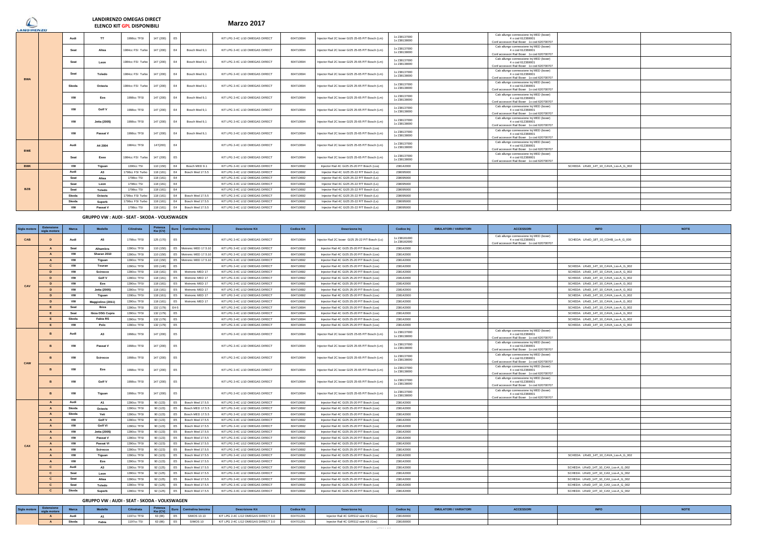**LANDIRENZO OMEGAS DIRECT**
**ELENCO KIT GPL DISPONIBILI**

# Marzo 2017

| Sigla motore | Estensione sigla motore | Marca | Modello | Cilindrata | Potenza Kw (CV) | Euro | Centralina benzina | Descrizione Kit | Codice Kit | Descrizone Inj | Codice Inj | EMULATORI / VARIATORI | ACCESSORI | INFO | NOTE |
|---|---|---|---|---|---|---|---|---|---|---|---|---|---|---|---|
| BWA | | Audi | TT | 1998cc TFSI | 147 (200) | E5 | | KIT LPG 2-4C LI10 OMEGAS DIRECT | 604710694 | Injector Rail 2C boxer GI25 25-65 P/T Bosch (Lm) | 1x 238137000 1x 238138000 | | Cab allungo connessione Inj MED (boxer) 4 x cod 612369001 Conf accessori Rail Boxer 1x cod 620700707 | | |
| | | Seat | Altea | 1984cc FSI Turbo | 147 (200) | E4 | Bosch Med 9,1 | KIT LPG 2-4C LI10 OMEGAS DIRECT | 604710694 | Injector Rail 2C boxer GI25 25-65 P/T Bosch (Lm) | 1x 238137000 1x 238138000 | | Cab allungo connessione Inj MED (boxer) 4 x cod 612369001 Conf accessori Rail Boxer 1x cod 620700707 | | |
| | | Seat | Leon | 1984cc FSI Turbo | 147 (200) | E4 | Bosch Med 9,1 | KIT LPG 2-4C LI10 OMEGAS DIRECT | 604710694 | Injector Rail 2C boxer GI25 25-65 P/T Bosch (Lm) | 1x 238137000 1x 238138000 | | Cab allungo connessione Inj MED (boxer) 4 x cod 612369001 Conf accessori Rail Boxer 1x cod 620700707 | | |
| | | Seat | Toledo | 1984cc FSI Turbo | 147 (200) | E4 | Bosch Med 9,1 | KIT LPG 2-4C LI10 OMEGAS DIRECT | 604710694 | Injector Rail 2C boxer GI25 25-65 P/T Bosch (Lm) | 1x 238137000 1x 238138000 | | Cab allungo connessione Inj MED (boxer) 4 x cod 612369001 Conf accessori Rail Boxer 1x cod 620700707 | | |
| | | Skoda | Octavia | 1984cc FSI Turbo | 147 (200) | E4 | Bosch Med 9,1 | KIT LPG 2-4C LI10 OMEGAS DIRECT | 604710694 | Injector Rail 2C boxer GI25 25-65 P/T Bosch (Lm) | 1x 238137000 1x 238138000 | | Cab allungo connessione Inj MED (boxer) 4 x cod 612369001 Conf accessori Rail Boxer 1x cod 620700707 | | |
| | | VW | Eos | 1998cc TFSI | 147 (200) | E4 | Bosch Med 9,1 | KIT LPG 2-4C LI10 OMEGAS DIRECT | 604710694 | Injector Rail 2C boxer GI25 25-65 P/T Bosch (Lm) | 1x 238137000 1x 238138000 | | Cab allungo connessione Inj MED (boxer) 4 x cod 612369001 Conf accessori Rail Boxer 1x cod 620700707 | | |
| | | VW | Golf V | 1998cc TFSI | 147 (200) | E4 | Bosch Med 9,1 | KIT LPG 2-4C LI10 OMEGAS DIRECT | 604710694 | Injector Rail 2C boxer GI25 25-65 P/T Bosch (Lm) | 1x 238137000 1x 238138000 | | Cab allungo connessione Inj MED (boxer) 4 x cod 612369001 Conf accessori Rail Boxer 1x cod 620700707 | | |
| | | VW | Jetta (2005) | 1998cc TFSI | 147 (200) | E4 | Bosch Med 9,1 | KIT LPG 2-4C LI10 OMEGAS DIRECT | 604710694 | Injector Rail 2C boxer GI25 25-65 P/T Bosch (Lm) | 1x 238137000 1x 238138000 | | Cab allungo connessione Inj MED (boxer) 4 x cod 612369001 Conf accessori Rail Boxer 1x cod 620700707 | | |
| | | VW | Passat V | 1998cc TFSI | 147 (200) | E4 | Bosch Med 9,1 | KIT LPG 2-4C LI10 OMEGAS DIRECT | 604710694 | Injector Rail 2C boxer GI25 25-65 P/T Bosch (Lm) | 1x 238137000 1x 238138000 | | Cab allungo connessione Inj MED (boxer) 4 x cod 612369001 Conf accessori Rail Boxer 1x cod 620700707 | | |
| BWE | | Audi | A4 2004 | 1984cc TFSI | 147(200) | E4 | | KIT LPG 2-4C LI10 OMEGAS DIRECT | 604710694 | Injector Rail 2C boxer GI25 25-65 P/T Bosch (Lm) | 1x 238137000 1x 238138000 | | Cab allungo connessione Inj MED (boxer) 4 x cod 612369001 Conf accessori Rail Boxer 1x cod 620700707 | | |
| | | Seat | Exeo | 1984cc FSI Turbo | 147 (200) | E5 | | KIT LPG 2-4C LI10 OMEGAS DIRECT | 604710694 | Injector Rail 2C boxer GI25 25-65 P/T Bosch (Lm) | 1x 238137000 1x 238138000 | | Cab allungo connessione Inj MED (boxer) 4 x cod 612369001 Conf accessori Rail Boxer 1x cod 620700707 | | |
| BWK | | VW | Tiguan | 1390cc TSI | 110 (150) | E4 | Bosch MED 9.1 | KIT LPG 3-4C LI12 OMEGAS DIRECT | 604710692 | Injector Rail 4C GI25 25-20 P/T Bosch (Lss) | 238142000 | | | SCHEDA: LRxID_14T_10_CAVA_Lss-A_G_002 | |
| BZB | | Audi | A3 | 1798cc FSI Turbo | 118 (161) | E4 | Bosch Med 17.5.5 | KIT LPG 2-4C LI12 OMEGAS DIRECT | 604710692 | Injector Rail 4C GI25 25-22 P/T Bosch (Ls) | 238095000 | | | | |
| | | Seat | Altea | 1798cc TSI | 118 (161) | E4 | | KIT LPG 2-4C LI12 OMEGAS DIRECT | 604710692 | Injector Rail 4C GI25 25-22 P/T Bosch (Ls) | 238095000 | | | | |
| | | Seat | Leon | 1798cc TSI | 118 (161) | E4 | | KIT LPG 2-4C LI12 OMEGAS DIRECT | 604710692 | Injector Rail 4C GI25 25-22 P/T Bosch (Ls) | 238095000 | | | | |
| | | Seat | Toledo | 1798cc TSI | 118 (161) | E4 | | KIT LPG 2-4C LI12 OMEGAS DIRECT | 604710692 | Injector Rail 4C GI25 25-22 P/T Bosch (Ls) | 238095000 | | | | |
| | | Skoda | Octavia | 1798cc FSI Turbo | 118 (161) | E4 | Bosch Med 17.5.5 | KIT LPG 2-4C LI12 OMEGAS DIRECT | 604710692 | Injector Rail 4C GI25 25-22 P/T Bosch (Ls) | 238095000 | | | | |
| | | Skoda | Superb | 1798cc FSI Turbo | 118 (161) | E4 | Bosch Med 17.5.5 | KIT LPG 2-4C LI12 OMEGAS DIRECT | 604710692 | Injector Rail 4C GI25 25-22 P/T Bosch (Ls) | 238095000 | | | | |
| | | VW | Passat V | 1798cc TSI | 118 (161) | E4 | Bosch Med 17.5.5 | KIT LPG 2-4C LI12 OMEGAS DIRECT | 604710692 | Injector Rail 4C GI25 25-22 P/T Bosch (Ls) | 238095000 | | | | |

## GRUPPO VW : AUDI - SEAT - SKODA - VOLKSWAGEN

| Sigla motore | Estensione sigla motore | Marca | Modello | Cilindrata | Potenza Kw (CV) | Euro | Centralina benzina | Descrizione Kit | Codice Kit | Descrizone Inj | Codice Inj | EMULATORI / VARIATORI | ACCESSORI | INFO | NOTE |
|---|---|---|---|---|---|---|---|---|---|---|---|---|---|---|---|
| CAB | D | Audi | A5 | 1798cc TFSI | 125 (170) | E5 | | KIT LPG 2-4C LI10 OMEGAS DIRECT | 604710694 | Injector Rail 2C boxer GI25 25-22 P/T Bosch (Ls) | 1x 238181000 1x 238182000 | | Cab allungo connessione Inj MED (boxer) 4 x cod 612369001 Conf accessori Rail Boxer 1x cod 620700707 | SCHEDA: LRxID_18T_10_CDHB_Ls-A_G_000 | |
| CAV | A | Seat | Alhambra | 1390cc TFSI | 110 (150) | E5 | Motronic MED 17.5.10 | KIT LPG 2-4C LI12 OMEGAS DIRECT | 604710692 | Injector Rail 4C GI25 25-20 P/T Bosch (Lss) | 238142000 | | | | |
| | A | VW | Sharan 2010 | 1390cc TFSI | 110 (150) | E5 | Motronic MED 17.5.10 | KIT LPG 2-4C LI12 OMEGAS DIRECT | 604710692 | Injector Rail 4C GI25 25-20 P/T Bosch (Lss) | 238142000 | | | | |
| | A | VW | Tiguan | 1390cc TFSI | 110 (150) | E5 | Motronic MED 17.5.10 | KIT LPG 2-4C LI12 OMEGAS DIRECT | 604710692 | Injector Rail 4C GI25 25-20 P/T Bosch (Lss) | 238142000 | | | | |
| | C | VW | Touran | 1390cc TFSI | 103 (140) | E5 | | KIT LPG 2-4C LI12 OMEGAS DIRECT | 604710692 | Injector Rail 4C GI25 25-20 P/T Bosch (Lss) | 238142000 | | | SCHEDA: LRxID_14T_10_CAVA_Lss-A_G_002 | |
| | D | VW | Scirocco | 1390cc TFSI | 118 (161) | E5 | Motronic MED 17 | KIT LPG 3-4C LI12 OMEGAS DIRECT | 604710692 | Injector Rail 4C GI25 25-20 P/T Bosch (Lss) | 238142000 | | | SCHEDA: LRxID_14T_10_CAVA_Lss-A_G_002 | |
| | D | VW | Golf V | 1390cc TFSI | 118 (161) | E5 | Motronic MED 17 | KIT LPG 2-4C LI12 OMEGAS DIRECT | 604710692 | Injector Rail 4C GI25 25-20 P/T Bosch (Lss) | 238142000 | | | SCHEDA: LRxID_14T_10_CAVA_Lss-A_G_002 | |
| | D | VW | Eos | 1390cc TFSI | 118 (161) | E5 | Motronic MED 17 | KIT LPG 2-4C LI12 OMEGAS DIRECT | 604710692 | Injector Rail 4C GI25 25-20 P/T Bosch (Lss) | 238142000 | | | SCHEDA: LRxID_14T_10_CAVA_Lss-A_G_002 | |
| | D | VW | Jetta (2005) | 1390cc TFSI | 118 (161) | E5 | Motronic MED 17 | KIT LPG 2-4C LI12 OMEGAS DIRECT | 604710692 | Injector Rail 4C GI25 25-20 P/T Bosch (Lss) | 238142000 | | | SCHEDA: LRxID_14T_10_CAVA_Lss-A_G_002 | |
| | D | VW | Tiguan | 1390cc TFSI | 118 (161) | E5 | Motronic MED 17 | KIT LPG 2-4C LI12 OMEGAS DIRECT | 604710692 | Injector Rail 4C GI25 25-20 P/T Bosch (Lss) | 238142000 | | | SCHEDA: LRxID_14T_10_CAVA_Lss-A_G_002 | |
| | D | VW | Maggiolino (2011) | 1390cc TFSI | 118 (161) | E5 | Motronic MED 17 | KIT LPG 2-4C LI12 OMEGAS DIRECT | 604710692 | Injector Rail 4C GI25 25-20 P/T Bosch (Lss) | 238142000 | | | SCHEDA: LRxID_14T_10_CAVA_Lss-A_G_002 | |
| | E | Seat | Ibiza | 1390cc TFSI | 132 (179) | E4-5 | | KIT LPG 2-4C LI10 OMEGAS DIRECT | 604710694 | Injector Rail 4C GI25 25-20 P/T Bosch (Lss) | 238142000 | | | SCHEDA: LRxID_14T_10_CAVA_Lss-A_G_002 | |
| | E | Seat | Ibiza DSG Cupra | 1390cc TFSI | 132 (179) | E5 | | KIT LPG 2-4C LI10 OMEGAS DIRECT | 604710694 | Injector Rail 4C GI25 25-20 P/T Bosch (Lss) | 238142000 | | | SCHEDA: LRxID_14T_10_CAVA_Lss-A_G_002 | |
| | E | Skoda | Fabia RS | 1390cc TFSI | 132 (179) | E5 | | KIT LPG 2-4C LI10 OMEGAS DIRECT | 604710694 | Injector Rail 4C GI25 25-20 P/T Bosch (Lss) | 238142000 | | | SCHEDA: LRxID_14T_10_CAVA_Lss-A_G_002 | |
| | E | VW | Polo | 1390cc TFSI | 132 (179) | E5 | | KIT LPG 2-4C LI10 OMEGAS DIRECT | 604710694 | Injector Rail 4C GI25 25-20 P/T Bosch (Lss) | 238142000 | | | SCHEDA: LRxID_14T_10_CAVA_Lss-A_G_002 | |
| CAW | B | Audi | A3 | 1998cc TFSI | 147 (200) | E5 | | KIT LPG 2-4C LI10 OMEGAS DIRECT | 604710694 | Injector Rail 2C boxer GI25 25-65 P/T Bosch (Lm) | 1x 238137000 1x 238138000 | | Cab allungo connessione Inj MED (boxer) 4 x cod 612369001 Conf accessori Rail Boxer 1x cod 620700707 | | |
| | B | VW | Passat V | 1998cc TFSI | 147 (200) | E5 | | KIT LPG 2-4C LI10 OMEGAS DIRECT | 604710694 | Injector Rail 2C boxer GI25 25-65 P/T Bosch (Lm) | 1x 238137000 1x 238138000 | | Cab allungo connessione Inj MED (boxer) 4 x cod 612369001 Conf accessori Rail Boxer 1x cod 620700707 | | |
| | B | VW | Scirocco | 1998cc TFSI | 147 (200) | E5 | | KIT LPG 2-4C LI10 OMEGAS DIRECT | 604710694 | Injector Rail 2C boxer GI25 25-65 P/T Bosch (Lm) | 1x 238137000 1x 238138000 | | Cab allungo connessione Inj MED (boxer) 4 x cod 612369001 Conf accessori Rail Boxer 1x cod 620700707 | | |
| | B | VW | Eos | 1998cc TFSI | 147 (200) | E5 | | KIT LPG 2-4C LI10 OMEGAS DIRECT | 604710694 | Injector Rail 2C boxer GI25 25-65 P/T Bosch (Lm) | 1x 238137000 1x 238138000 | | Cab allungo connessione Inj MED (boxer) 4 x cod 612369001 Conf accessori Rail Boxer 1x cod 620700707 | | |
| | B | VW | Golf V | 1998cc TFSI | 147 (200) | E5 | | KIT LPG 2-4C LI10 OMEGAS DIRECT | 604710694 | Injector Rail 2C boxer GI25 25-65 P/T Bosch (Lm) | 1x 238137000 1x 238138000 | | Cab allungo connessione Inj MED (boxer) 4 x cod 612369001 Conf accessori Rail Boxer 1x cod 620700707 | | |
| | B | VW | Tiguan | 1998cc TFSI | 147 (200) | E5 | | KIT LPG 2-4C LI10 OMEGAS DIRECT | 604710694 | Injector Rail 2C boxer GI25 25-65 P/T Bosch (Lm) | 1x 238137000 1x 238138000 | | Cab allungo connessione Inj MED (boxer) 4 x cod 612369001 Conf accessori Rail Boxer 1x cod 620700707 | | |
| CAX | A | Audi | A1 | 1390cc TFSI | 90 (123) | E5 | Bosch Med 17.5.5 | KIT LPG 2-4C LI12 OMEGAS DIRECT | 604710692 | Injector Rail 4C GI25 25-20 P/T Bosch (Lss) | 238142000 | | | | |
| | A | Skoda | Octavia | 1390cc TFSI | 90 (123) | E5 | Bosch MED 17.5.5 | KIT LPG 2-4C LI12 OMEGAS DIRECT | 604710692 | Injector Rail 4C GI25 25-20 P/T Bosch (Lss) | 238142000 | | | | |
| | A | Skoda | Yeti | 1390cc TFSI | 90 (123) | E5 | Bosch MED 17.5.5 | KIT LPG 2-4C LI12 OMEGAS DIRECT | 604710692 | Injector Rail 4C GI25 25-20 P/T Bosch (Lss) | 238142000 | | | | |
| | A | VW | Golf V | 1390cc TFSI | 90 (123) | E5 | Bosch Med 17.5.5 | KIT LPG 2-4C LI12 OMEGAS DIRECT | 604710692 | Injector Rail 4C GI25 25-20 P/T Bosch (Lss) | 238142000 | | | | |
| | A | VW | Golf VI | 1390cc TFSI | 90 (123) | E5 | Bosch Med 17.5.5 | KIT LPG 2-4C LI12 OMEGAS DIRECT | 604710692 | Injector Rail 4C GI25 25-20 P/T Bosch (Lss) | 238142000 | | | | |
| | A | VW | Jetta (2005) | 1390cc TFSI | 90 (123) | E5 | Bosch Med 17.5.5 | KIT LPG 2-4C LI12 OMEGAS DIRECT | 604710692 | Injector Rail 4C GI25 25-20 P/T Bosch (Lss) | 238142000 | | | | |
| | A | VW | Passat V | 1390cc TFSI | 90 (123) | E5 | Bosch Med 17.5.5 | KIT LPG 2-4C LI12 OMEGAS DIRECT | 604710692 | Injector Rail 4C GI25 25-20 P/T Bosch (Lss) | 238142000 | | | | |
| | A | VW | Passat VI | 1390cc TFSI | 90 (123) | E5 | Bosch Med 17.5.5 | KIT LPG 2-4C LI12 OMEGAS DIRECT | 604710692 | Injector Rail 4C GI25 25-20 P/T Bosch (Lss) | 238142000 | | | | |
| | A | VW | Scirocco | 1390cc TFSI | 90 (123) | E5 | Bosch Med 17.5.5 | KIT LPG 2-4C LI12 OMEGAS DIRECT | 604710692 | Injector Rail 4C GI25 25-20 P/T Bosch (Lss) | 238142000 | | | | |
| | A | VW | Tiguan | 1390cc TFSI | 90 (123) | E5 | Bosch Med 17.5.5 | KIT LPG 2-4C LI12 OMEGAS DIRECT | 604710692 | Injector Rail 4C GI25 25-20 P/T Bosch (Lss) | 238142000 | | | SCHEDA: LRxID_14T_10_CAVA_Lss-A_G_002 | |
| | A | VW | Eos | 1390cc TFSI | 90 (123) | E5 | Bosch Med 17.5.5 | KIT LPG 2-4C LI12 OMEGAS DIRECT | 604710692 | Injector Rail 4C GI25 25-20 P/T Bosch (Lss) | 238142000 | | | | |
| | C | Audi | A3 | 1390cc TFSI | 92 (125) | E5 | Bosch Med 17.5.5 | KIT LPG 2-4C LI12 OMEGAS DIRECT | 604710692 | Injector Rail 4C GI25 25-20 P/T Bosch (Lss) | 238142000 | | | SCHEDA: LRxID_14T_10_CAX_Lss-A_G_002 | |
| | C | Seat | Leon | 1390cc TFSI | 92 (125) | E5 | Bosch Med 17.5.5 | KIT LPG 2-4C LI12 OMEGAS DIRECT | 604710692 | Injector Rail 4C GI25 25-20 P/T Bosch (Lss) | 238142000 | | | SCHEDA: LRxID_14T_10_CAX_Lss-A_G_002 | |
| | C | Seat | Altea | 1390cc TFSI | 92 (125) | E5 | Bosch Med 17.5.5 | KIT LPG 2-4C LI12 OMEGAS DIRECT | 604710692 | Injector Rail 4C GI25 25-20 P/T Bosch (Lss) | 238142000 | | | SCHEDA: LRxID_14T_10_CAX_Lss-A_G_002 | |
| | C | Seat | Toledo | 1390cc TFSI | 92 (125) | E5 | Bosch Med 17.5.5 | KIT LPG 2-4C LI12 OMEGAS DIRECT | 604710692 | Injector Rail 4C GI25 25-20 P/T Bosch (Lss) | 238142000 | | | SCHEDA: LRxID_14T_10_CAX_Lss-A_G_002 | |
| | C | Skoda | Superb | 1390cc TFSI | 92 (125) | E5 | Bosch Med 17.5.5 | KIT LPG 2-4C LI12 OMEGAS DIRECT | 604710692 | Injector Rail 4C GI25 25-20 P/T Bosch (Lss) | 238142000 | | | SCHEDA: LRxID_14T_10_CAX_Lss-A_G_002 | |

## GRUPPO VW : AUDI - SEAT - SKODA - VOLKSWAGEN

| Sigla motore | Estensione sigla motore | Marca | Modello | Cilindrata | Potenza Kw (CV) | Euro | Centralina benzina | Descrizione Kit | Codice Kit | Descrizone Inj | Codice Inj | EMULATORI / VARIATORI | ACCESSORI | INFO | NOTE |
|---|---|---|---|---|---|---|---|---|---|---|---|---|---|---|---|
| | A | Audi | A1 | 1197cc TFSI | 63 (86) | E5 | SIMOS 10.13 | KIT LPG 2-4C LI12 OMEGAS DIRECT 3.0 | 604701261 | Injector Rail 4C GIRS12 size XS (Gas) | 238160000 | | | | |
| | A | Skoda | Fabia | 1197cc TSI | 63 (86) | E5 | SIMOS 10 | KIT LPG 2-4C LI12 OMEGAS DIRECT 3.0 | 604701261 | Injector Rail 4C GIRS12 size XS (Gas) | 238160000 | | | | |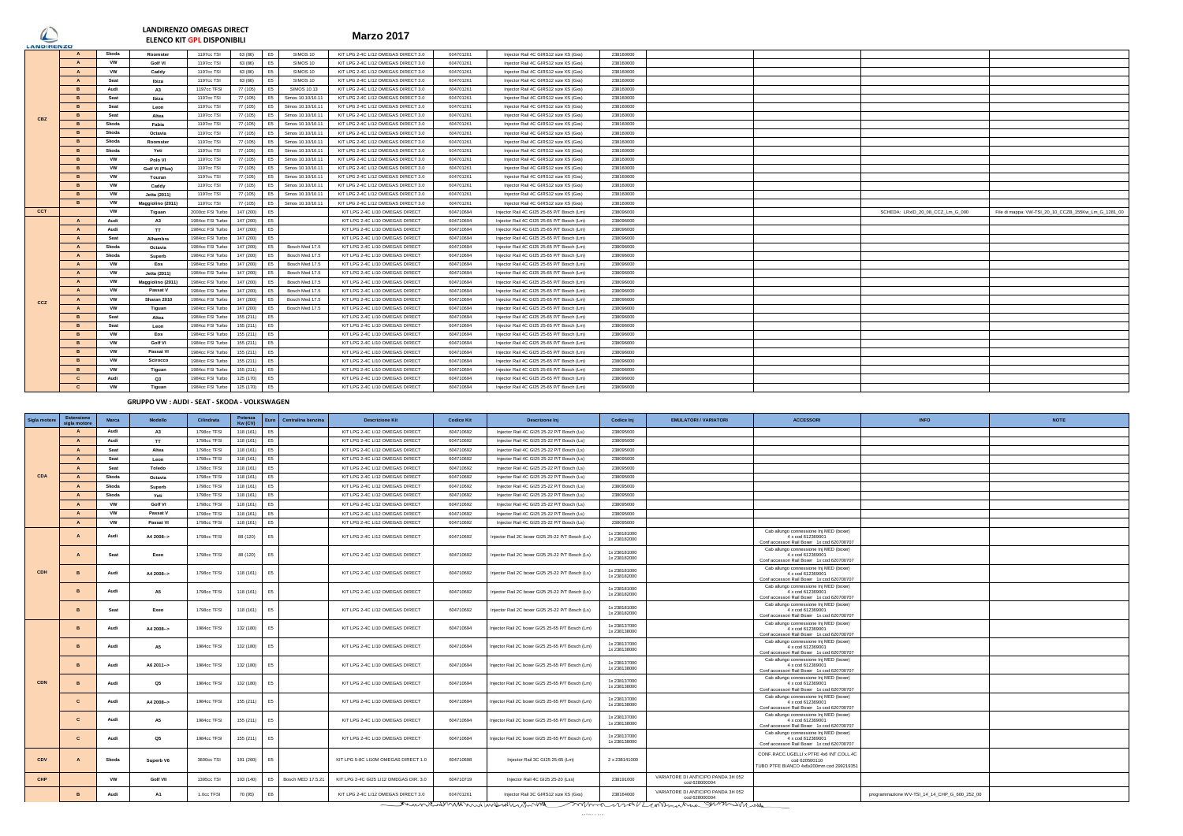# LANDIRENZO OMEGAS DIRECT
## ELENCO KIT GPL DISPONIBILI

**Marzo 2017**

| Sigla motore | Estensione sigla motore | Marca | Modello | Cilindrata | Potenza Kw (CV) | Euro | Centralina benzina | Descrizione Kit | Codice Kit | Descrizione Inj | Codice Inj | EMULATORI / VARIATORI | ACCESSORI | INFO | NOTE |
|---|---|---|---|---|---|---|---|---|---|---|---|---|---|---|---|
| CBZ | A | Skoda | Roomster | 1197cc TSI | 63 (86) | E5 | SIMOS 10 | KIT LPG 2-4C LI12 OMEGAS DIRECT 3.0 | 604701261 | Injector Rail 4C GIRS12 size XS (Gas) | 238160000 | | | | |
| | A | VW | Golf VI | 1197cc TSI | 63 (86) | E5 | SIMOS 10 | KIT LPG 2-4C LI12 OMEGAS DIRECT 3.0 | 604701261 | Injector Rail 4C GIRS12 size XS (Gas) | 238160000 | | | | |
| | A | VW | Caddy | 1197cc TSI | 63 (86) | E5 | SIMOS 10 | KIT LPG 2-4C LI12 OMEGAS DIRECT 3.0 | 604701261 | Injector Rail 4C GIRS12 size XS (Gas) | 238160000 | | | | |
| | A | Seat | Ibiza | 1197cc TSI | 63 (86) | E5 | SIMOS 10 | KIT LPG 2-4C LI12 OMEGAS DIRECT 3.0 | 604701261 | Injector Rail 4C GIRS12 size XS (Gas) | 238160000 | | | | |
| | B | Audi | A3 | 1197cc TFSI | 77 (105) | E5 | SIMOS 10.13 | KIT LPG 2-4C LI12 OMEGAS DIRECT 3.0 | 604701261 | Injector Rail 4C GIRS12 size XS (Gas) | 238160000 | | | | |
| | B | Seat | Ibiza | 1197cc TSI | 77 (105) | E5 | Simos 10.10/10.11 | KIT LPG 2-4C LI12 OMEGAS DIRECT 3.0 | 604701261 | Injector Rail 4C GIRS12 size XS (Gas) | 238160000 | | | | |
| | B | Seat | Leon | 1197cc TSI | 77 (105) | E5 | Simos 10.10/10.11 | KIT LPG 2-4C LI12 OMEGAS DIRECT 3.0 | 604701261 | Injector Rail 4C GIRS12 size XS (Gas) | 238160000 | | | | |
| | B | Seat | Altea | 1197cc TSI | 77 (105) | E5 | Simos 10.10/10.11 | KIT LPG 2-4C LI12 OMEGAS DIRECT 3.0 | 604701261 | Injector Rail 4C GIRS12 size XS (Gas) | 238160000 | | | | |
| | B | Skoda | Fabia | 1197cc TSI | 77 (105) | E5 | Simos 10.10/10.11 | KIT LPG 2-4C LI12 OMEGAS DIRECT 3.0 | 604701261 | Injector Rail 4C GIRS12 size XS (Gas) | 238160000 | | | | |
| | B | Skoda | Octavia | 1197cc TSI | 77 (105) | E5 | Simos 10.10/10.11 | KIT LPG 2-4C LI12 OMEGAS DIRECT 3.0 | 604701261 | Injector Rail 4C GIRS12 size XS (Gas) | 238160000 | | | | |
| | B | Skoda | Roomster | 1197cc TSI | 77 (105) | E5 | Simos 10.10/10.11 | KIT LPG 2-4C LI12 OMEGAS DIRECT 3.0 | 604701261 | Injector Rail 4C GIRS12 size XS (Gas) | 238160000 | | | | |
| | B | Skoda | Yeti | 1197cc TSI | 77 (105) | E5 | Simos 10.10/10.11 | KIT LPG 2-4C LI12 OMEGAS DIRECT 3.0 | 604701261 | Injector Rail 4C GIRS12 size XS (Gas) | 238160000 | | | | |
| | B | VW | Polo VI | 1197cc TSI | 77 (105) | E5 | Simos 10.10/10.11 | KIT LPG 2-4C LI12 OMEGAS DIRECT 3.0 | 604701261 | Injector Rail 4C GIRS12 size XS (Gas) | 238160000 | | | | |
| | B | VW | Golf VI (Plus) | 1197cc TSI | 77 (105) | E5 | Simos 10.10/10.11 | KIT LPG 2-4C LI12 OMEGAS DIRECT 3.0 | 604701261 | Injector Rail 4C GIRS12 size XS (Gas) | 238160000 | | | | |
| | B | VW | Touran | 1197cc TSI | 77 (105) | E5 | Simos 10.10/10.11 | KIT LPG 2-4C LI12 OMEGAS DIRECT 3.0 | 604701261 | Injector Rail 4C GIRS12 size XS (Gas) | 238160000 | | | | |
| | B | VW | Caddy | 1197cc TSI | 77 (105) | E5 | Simos 10.10/10.11 | KIT LPG 2-4C LI12 OMEGAS DIRECT 3.0 | 604701261 | Injector Rail 4C GIRS12 size XS (Gas) | 238160000 | | | | |
| | B | VW | Jetta (2011) | 1197cc TSI | 77 (105) | E5 | Simos 10.10/10.11 | KIT LPG 2-4C LI12 OMEGAS DIRECT 3.0 | 604701261 | Injector Rail 4C GIRS12 size XS (Gas) | 238160000 | | | | |
| | B | VW | Maggiolino (2011) | 1197cc TSI | 77 (105) | E5 | Simos 10.10/10.11 | KIT LPG 2-4C LI12 OMEGAS DIRECT 3.0 | 604701261 | Injector Rail 4C GIRS12 size XS (Gas) | 238160000 | | | | |
| CCT | | VW | Tiguan | 2000cc FSI Turbo | 147 (200) | E5 | | KIT LPG 2-4C LI10 OMEGAS DIRECT | 604710694 | Injector Rail 4C GI25 25-65 P/T Bosch (Lm) | 238096000 | | | SCHEDA: LR¤D_20_08_CCZ_Lm_G_000 | File di mappa: VW-TSI_20_10_CCZB_155Kw_Lm_G_1281_00 |
| CCZ | A | Audi | A3 | 1984cc FSI Turbo | 147 (200) | E5 | | KIT LPG 2-4C LI10 OMEGAS DIRECT | 604710694 | Injector Rail 4C GI25 25-65 P/T Bosch (Lm) | 238096000 | | | | |
| | A | Audi | TT | 1984cc FSI Turbo | 147 (200) | E5 | | KIT LPG 2-4C LI10 OMEGAS DIRECT | 604710694 | Injector Rail 4C GI25 25-65 P/T Bosch (Lm) | 238096000 | | | | |
| | A | Seat | Alhambra | 1984cc FSI Turbo | 147 (200) | E5 | | KIT LPG 2-4C LI10 OMEGAS DIRECT | 604710694 | Injector Rail 4C GI25 25-65 P/T Bosch (Lm) | 238096000 | | | | |
| | A | Skoda | Octavia | 1984cc FSI Turbo | 147 (200) | E5 | Bosch Med 17.5 | KIT LPG 2-4C LI10 OMEGAS DIRECT | 604710694 | Injector Rail 4C GI25 25-65 P/T Bosch (Lm) | 238096000 | | | | |
| | A | Skoda | Superb | 1984cc FSI Turbo | 147 (200) | E5 | Bosch Med 17.5 | KIT LPG 2-4C LI10 OMEGAS DIRECT | 604710694 | Injector Rail 4C GI25 25-65 P/T Bosch (Lm) | 238096000 | | | | |
| | A | VW | Eos | 1984cc FSI Turbo | 147 (200) | E5 | Bosch Med 17.5 | KIT LPG 2-4C LI10 OMEGAS DIRECT | 604710694 | Injector Rail 4C GI25 25-65 P/T Bosch (Lm) | 238096000 | | | | |
| | A | VW | Jetta (2011) | 1984cc FSI Turbo | 147 (200) | E5 | Bosch Med 17.5 | KIT LPG 2-4C LI10 OMEGAS DIRECT | 604710694 | Injector Rail 4C GI25 25-65 P/T Bosch (Lm) | 238096000 | | | | |
| | A | VW | Maggiolino (2011) | 1984cc FSI Turbo | 147 (200) | E5 | Bosch Med 17.5 | KIT LPG 2-4C LI10 OMEGAS DIRECT | 604710694 | Injector Rail 4C GI25 25-65 P/T Bosch (Lm) | 238096000 | | | | |
| | A | VW | Passat V | 1984cc FSI Turbo | 147 (200) | E5 | Bosch Med 17.5 | KIT LPG 2-4C LI10 OMEGAS DIRECT | 604710694 | Injector Rail 4C GI25 25-65 P/T Bosch (Lm) | 238096000 | | | | |
| | A | VW | Sharan 2010 | 1984cc FSI Turbo | 147 (200) | E5 | Bosch Med 17.5 | KIT LPG 2-4C LI10 OMEGAS DIRECT | 604710694 | Injector Rail 4C GI25 25-65 P/T Bosch (Lm) | 238096000 | | | | |
| | A | VW | Tiguan | 1984cc FSI Turbo | 147 (200) | E5 | Bosch Med 17.5 | KIT LPG 2-4C LI10 OMEGAS DIRECT | 604710694 | Injector Rail 4C GI25 25-65 P/T Bosch (Lm) | 238096000 | | | | |
| | B | Seat | Altea | 1984cc FSI Turbo | 155 (211) | E5 | | KIT LPG 2-4C LI10 OMEGAS DIRECT | 604710694 | Injector Rail 4C GI25 25-65 P/T Bosch (Lm) | 238096000 | | | | |
| | B | Seat | Leon | 1984cc FSI Turbo | 155 (211) | E5 | | KIT LPG 2-4C LI10 OMEGAS DIRECT | 604710694 | Injector Rail 4C GI25 25-65 P/T Bosch (Lm) | 238096000 | | | | |
| | B | VW | Eos | 1984cc FSI Turbo | 155 (211) | E5 | | KIT LPG 2-4C LI10 OMEGAS DIRECT | 604710694 | Injector Rail 4C GI25 25-65 P/T Bosch (Lm) | 238096000 | | | | |
| | B | VW | Golf VI | 1984cc FSI Turbo | 155 (211) | E5 | | KIT LPG 2-4C LI10 OMEGAS DIRECT | 604710694 | Injector Rail 4C GI25 25-65 P/T Bosch (Lm) | 238096000 | | | | |
| | B | VW | Passat VI | 1984cc FSI Turbo | 155 (211) | E5 | | KIT LPG 2-4C LI10 OMEGAS DIRECT | 604710694 | Injector Rail 4C GI25 25-65 P/T Bosch (Lm) | 238096000 | | | | |
| | B | VW | Scirocco | 1984cc FSI Turbo | 155 (211) | E5 | | KIT LPG 2-4C LI10 OMEGAS DIRECT | 604710694 | Injector Rail 4C GI25 25-65 P/T Bosch (Lm) | 238096000 | | | | |
| | B | VW | Tiguan | 1984cc FSI Turbo | 155 (211) | E5 | | KIT LPG 2-4C LI10 OMEGAS DIRECT | 604710694 | Injector Rail 4C GI25 25-65 P/T Bosch (Lm) | 238096000 | | | | |
| | C | Audi | Q3 | 1984cc FSI Turbo | 125 (170) | E5 | | KIT LPG 2-4C LI10 OMEGAS DIRECT | 604710694 | Injector Rail 4C GI25 25-65 P/T Bosch (Lm) | 238096000 | | | | |
| | C | VW | Tiguan | 1984cc FSI Turbo | 125 (170) | E5 | | KIT LPG 2-4C LI10 OMEGAS DIRECT | 604710694 | Injector Rail 4C GI25 25-65 P/T Bosch (Lm) | 238096000 | | | | |

## GRUPPO VW : AUDI - SEAT - SKODA - VOLKSWAGEN

| Sigla motore | Estensione sigla motore | Marca | Modello | Cilindrata | Potenza Kw (CV) | Euro | Centralina benzina | Descrizione Kit | Codice Kit | Descrizione Inj | Codice Inj | EMULATORI / VARIATORI | ACCESSORI | INFO | NOTE |
|---|---|---|---|---|---|---|---|---|---|---|---|---|---|---|---|
| CDA | A | Audi | A3 | 1798cc TFSI | 118 (161) | E5 | | KIT LPG 2-4C LI12 OMEGAS DIRECT | 604710692 | Injector Rail 4C GI25 25-22 P/T Bosch (Ls) | 238095000 | | | | |
| | A | Audi | TT | 1798cc TFSI | 118 (161) | E5 | | KIT LPG 2-4C LI12 OMEGAS DIRECT | 604710692 | Injector Rail 4C GI25 25-22 P/T Bosch (Ls) | 238095000 | | | | |
| | A | Seat | Altea | 1798cc TFSI | 118 (161) | E5 | | KIT LPG 2-4C LI12 OMEGAS DIRECT | 604710692 | Injector Rail 4C GI25 25-22 P/T Bosch (Ls) | 238095000 | | | | |
| | A | Seat | Leon | 1798cc TFSI | 118 (161) | E5 | | KIT LPG 2-4C LI12 OMEGAS DIRECT | 604710692 | Injector Rail 4C GI25 25-22 P/T Bosch (Ls) | 238095000 | | | | |
| | A | Seat | Toledo | 1798cc TFSI | 118 (161) | E5 | | KIT LPG 2-4C LI12 OMEGAS DIRECT | 604710692 | Injector Rail 4C GI25 25-22 P/T Bosch (Ls) | 238095000 | | | | |
| | A | Skoda | Octavia | 1798cc TFSI | 118 (161) | E5 | | KIT LPG 2-4C LI12 OMEGAS DIRECT | 604710692 | Injector Rail 4C GI25 25-22 P/T Bosch (Ls) | 238095000 | | | | |
| | A | Skoda | Superb | 1798cc TFSI | 118 (161) | E5 | | KIT LPG 2-4C LI12 OMEGAS DIRECT | 604710692 | Injector Rail 4C GI25 25-22 P/T Bosch (Ls) | 238095000 | | | | |
| | A | Skoda | Yeti | 1798cc TFSI | 118 (161) | E5 | | KIT LPG 2-4C LI12 OMEGAS DIRECT | 604710692 | Injector Rail 4C GI25 25-22 P/T Bosch (Ls) | 238095000 | | | | |
| | A | VW | Golf VI | 1798cc TFSI | 118 (161) | E5 | | KIT LPG 2-4C LI12 OMEGAS DIRECT | 604710692 | Injector Rail 4C GI25 25-22 P/T Bosch (Ls) | 238095000 | | | | |
| | A | VW | Passat V | 1798cc TFSI | 118 (161) | E5 | | KIT LPG 2-4C LI12 OMEGAS DIRECT | 604710692 | Injector Rail 4C GI25 25-22 P/T Bosch (Ls) | 238095000 | | | | |
| | A | VW | Passat VI | 1798cc TFSI | 118 (161) | E5 | | KIT LPG 2-4C LI12 OMEGAS DIRECT | 604710692 | Injector Rail 4C GI25 25-22 P/T Bosch (Ls) | 238095000 | | | | |
| CDH | A | Audi | A4 2008--> | 1798cc TFSI | 88 (120) | E5 | | KIT LPG 2-4C LI12 OMEGAS DIRECT | 604710692 | Injector Rail 2C boxer GI25 25-22 P/T Bosch (Ls) | 1x 238181000 1x 238182000 | | Cab allungo connessione inj MED (boxer) 4 x cod 612369001 Conf accessori Rail Boxer 1x cod 620700707 | | |
| | A | Seat | Exeo | 1798cc TFSI | 88 (120) | E5 | | KIT LPG 2-4C LI12 OMEGAS DIRECT | 604710692 | Injector Rail 2C boxer GI25 25-22 P/T Bosch (Ls) | 1x 238181000 1x 238182000 | | Cab allungo connessione inj MED (boxer) 4 x cod 612369001 Conf accessori Rail Boxer 1x cod 620700707 | | |
| | B | Audi | A4 2008--> | 1798cc TFSI | 118 (161) | E5 | | KIT LPG 2-4C LI12 OMEGAS DIRECT | 604710692 | Injector Rail 2C boxer GI25 25-22 P/T Bosch (Ls) | 1x 238181000 1x 238182000 | | Cab allungo connessione inj MED (boxer) 4 x cod 612369001 Conf accessori Rail Boxer 1x cod 620700707 | | |
| | B | Audi | A5 | 1798cc TFSI | 118 (161) | E5 | | KIT LPG 2-4C LI12 OMEGAS DIRECT | 604710692 | Injector Rail 2C boxer GI25 25-22 P/T Bosch (Ls) | 1x 238181000 1x 238182000 | | Cab allungo connessione inj MED (boxer) 4 x cod 612369001 Conf accessori Rail Boxer 1x cod 620700707 | | |
| | B | Seat | Exeo | 1798cc TFSI | 118 (161) | E5 | | KIT LPG 2-4C LI12 OMEGAS DIRECT | 604710692 | Injector Rail 2C boxer GI25 25-22 P/T Bosch (Ls) | 1x 238181000 1x 238182000 | | Cab allungo connessione inj MED (boxer) 4 x cod 612369001 Conf accessori Rail Boxer 1x cod 620700707 | | |
| CDN | B | Audi | A4 2008--> | 1984cc TFSI | 132 (180) | E5 | | KIT LPG 2-4C LI10 OMEGAS DIRECT | 604710694 | Injector Rail 2C boxer GI25 25-65 P/T Bosch (Lm) | 1x 238137000 1x 238138000 | | Cab allungo connessione inj MED (boxer) 4 x cod 612369001 Conf accessori Rail Boxer 1x cod 620700707 | | |
| | B | Audi | A5 | 1984cc TFSI | 132 (180) | E5 | | KIT LPG 2-4C LI10 OMEGAS DIRECT | 604710694 | Injector Rail 2C boxer GI25 25-65 P/T Bosch (Lm) | 1x 238137000 1x 238138000 | | Cab allungo connessione inj MED (boxer) 4 x cod 612369001 Conf accessori Rail Boxer 1x cod 620700707 | | |
| | B | Audi | A6 2011--> | 1984cc TFSI | 132 (180) | E5 | | KIT LPG 2-4C LI10 OMEGAS DIRECT | 604710694 | Injector Rail 2C boxer GI25 25-65 P/T Bosch (Lm) | 1x 238137000 1x 238138000 | | Cab allungo connessione inj MED (boxer) 4 x cod 612369001 Conf accessori Rail Boxer 1x cod 620700707 | | |
| | B | Audi | Q5 | 1984cc TFSI | 132 (180) | E5 | | KIT LPG 2-4C LI10 OMEGAS DIRECT | 604710694 | Injector Rail 2C boxer GI25 25-65 P/T Bosch (Lm) | 1x 238137000 1x 238138000 | | Cab allungo connessione inj MED (boxer) 4 x cod 612369001 Conf accessori Rail Boxer 1x cod 620700707 | | |
| | C | Audi | A4 2008--> | 1984cc TFSI | 155 (211) | E5 | | KIT LPG 2-4C LI10 OMEGAS DIRECT | 604710694 | Injector Rail 2C boxer GI25 25-65 P/T Bosch (Lm) | 1x 238137000 1x 238138000 | | Cab allungo connessione inj MED (boxer) 4 x cod 612369001 Conf accessori Rail Boxer 1x cod 620700707 | | |
| | C | Audi | A5 | 1984cc TFSI | 155 (211) | E5 | | KIT LPG 2-4C LI10 OMEGAS DIRECT | 604710694 | Injector Rail 2C boxer GI25 25-65 P/T Bosch (Lm) | 1x 238137000 1x 238138000 | | Cab allungo connessione inj MED (boxer) 4 x cod 612369001 Conf accessori Rail Boxer 1x cod 620700707 | | |
| | C | Audi | Q5 | 1984cc TFSI | 155 (211) | E5 | | KIT LPG 2-4C LI10 OMEGAS DIRECT | 604710694 | Injector Rail 2C boxer GI25 25-65 P/T Bosch (Lm) | 1x 238137000 1x 238138000 | | Cab allungo connessione inj MED (boxer) 4 x cod 612369001 Conf accessori Rail Boxer 1x cod 620700707 | | |
| CDV | A | Skoda | Superb V6 | 3600cc TSI | 191 (260) | E5 | | KIT LPG 5-8C LI10M OMEGAS DIRECT 1.0 | 604710698 | Injector Rail 3C GI25 25-65 (Lm) | 2 x 238141000 | | CONF.RACC.UGELLI x PTFE 4x6 INT.COLL.4C cod 620590110 TUBO PTFE BIANCO 4x6x200mm cod 299219351 | | |
| CHP | | VW | Golf VII | 1395cc TSI | 103 (140) | E5 | Bosch MED 17.5.21 | KIT LPG 2-4C GI25 LI12 OMEGAS DIR. 3.0 | 604710719 | Injector Rail 4C GI25 25-20 (Lss) | 238191000 | VARIATORE DI ANTICIPO PANDA 3H 052 cod 628000004 | | | |
| | B | Audi | A1 | 1.0cc TFSI | 70 (95) | E6 | | KIT LPG 2-4C LI12 OMEGAS DIRECT 3.0 | 604701261 | Injector Rail 4C GIRS12 size XS (Gas) | 238164000 | VARIATORE DI ANTICIPO PANDA 3H 052 cod 628000004 | | programmazione WV-TSI_14_14_CHP_G_600_252_00 | |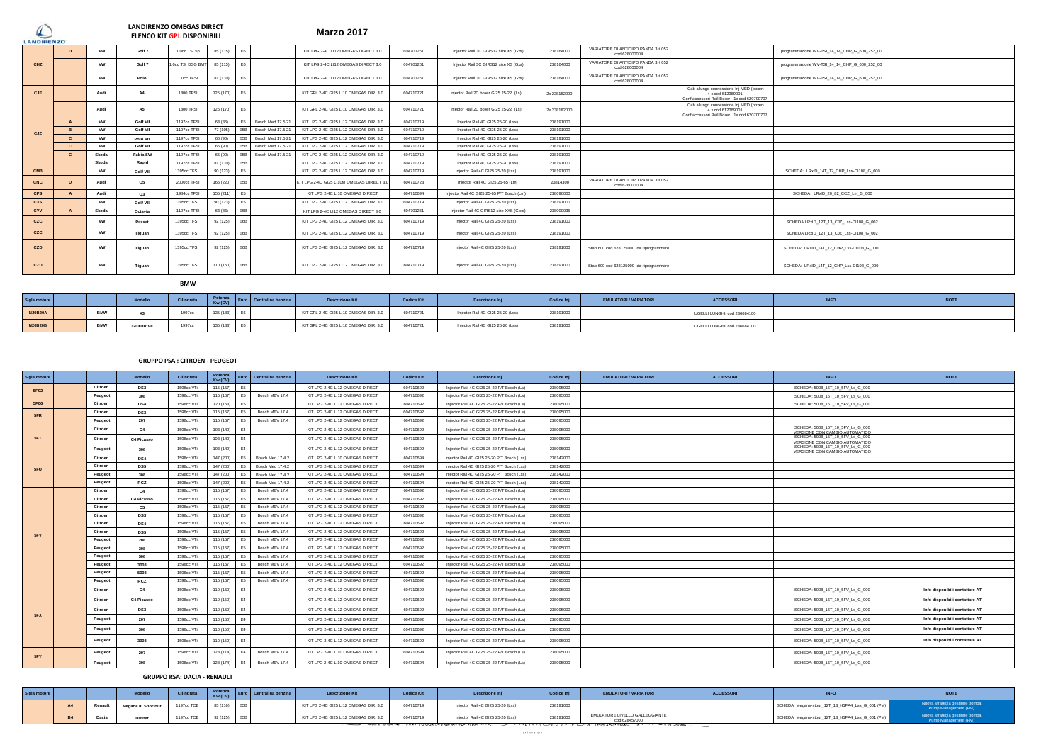# LANDIRENZO OMEGAS DIRECT
## ELENCO KIT GPL DISPONIBILI

**Marzo 2017**

| Sigla motore | | | Modello | Cilindrata | Potenza Kw (CV) | Euro | Centralina benzina | Descrizione Kit | Codice Kit | Descrizone Inj | Codice Inj | EMULATORI / VARIATORI | ACCESSORI | INFO | NOTE |
|---|---|---|---|---|---|---|---|---|---|---|---|---|---|---|---|
| CHZ | D | VW | Golf 7 | 1.0cc TSI 5p | 85 (115) | E6 | | KIT LPG 2-4C LI12 OMEGAS DIRECT 3.0 | 604701261 | Injector Rail 3C GIRS12 size XS (Gxs) | 238164000 | VARIATORE DI ANTICIPO PANDA 3H 052 cod 628000004 | | programmazione WV-TSI_14_14_CHP_G_600_252_00 | |
| | | VW | Golf 7 | 1.0cc TSI DSG BMT | 85 (115) | E6 | | KIT LPG 2-4C LI12 OMEGAS DIRECT 3.0 | 604701261 | Injector Rail 3C GIRS12 size XS (Gxs) | 238164000 | VARIATORE DI ANTICIPO PANDA 3H 052 cod 628000004 | | programmazione WV-TSI_14_14_CHP_G_600_252_00 | |
| | | VW | Polo | 1.0cc TFSI | 81 (110) | E6 | | KIT LPG 2-4C LI12 OMEGAS DIRECT 3.0 | 604701261 | Injector Rail 3C GIRS12 size XS (Gxs) | 238164000 | VARIATORE DI ANTICIPO PANDA 3H 052 cod 628000004 | | programmazione WV-TSI_14_14_CHP_G_600_252_00 | |
| CJE | | Audi | A4 | 1800 TFSI | 125 (170) | E5 | | KIT GPL 2-4C GI25 LI10 OMEGAS DIR. 3.0 | 604710721 | Injector Rail 2C boxer GI25 25-22 (Ls) | 2x 238182000 | | Cab allungo connessione Inj MED (boxer) 4 x cod 612369001 Conf accessori Rail Boxer 1x cod 620700707 | | |
| | | Audi | A5 | 1800 TFSI | 125 (170) | E5 | | KIT GPL 2-4C GI25 LI10 OMEGAS DIR. 3.0 | 604710721 | Injector Rail 2C boxer GI25 25-22 (Ls) | 2x 238182000 | | Cab allungo connessione Inj MED (boxer) 4 x cod 612369001 Conf accessori Rail Boxer 1x cod 620700707 | | |
| CJZ | A | VW | Golf VII | 1197cc TFSI | 63 (86) | E5 | Bosch Med 17.5.21 | KIT LPG 2-4C GI25 LI12 OMEGAS DIR. 3.0 | 604710719 | Injector Rail 4C GI25 25-20 (Lss) | 238191000 | | | | |
| | B | VW | Golf VII | 1197cc TFSI | 77 (105) | E5B | Bosch Med 17.5.21 | KIT LPG 2-4C GI25 LI12 OMEGAS DIR. 3.0 | 604710719 | Injector Rail 4C GI25 25-20 (Lss) | 238191000 | | | | |
| | C | VW | Polo VII | 1197cc TFSI | 66 (90) | E5B | Bosch Med 17.5.21 | KIT LPG 2-4C GI25 LI12 OMEGAS DIR. 3.0 | 604710719 | Injector Rail 4C GI25 25-20 (Lss) | 238191000 | | | | |
| | C | VW | Golf VII | 1197cc TFSI | 66 (90) | E5B | Bosch Med 17.5.21 | KIT LPG 2-4C GI25 LI12 OMEGAS DIR. 3.0 | 604710719 | Injector Rail 4C GI25 25-20 (Lss) | 238191000 | | | | |
| | C | Skoda | Fabia SW | 1197cc TFSI | 66 (90) | E5B | Bosch Med 17.5.21 | KIT LPG 2-4C GI25 LI12 OMEGAS DIR. 3.0 | 604710719 | Injector Rail 4C GI25 25-20 (Lss) | 238191000 | | | | |
| | | Skoda | Rapid | 1197cc TFSI | 81 (110) | E5B | | KIT LPG 2-4C GI25 LI12 OMEGAS DIR. 3.0 | 604710719 | Injector Rail 4C GI25 25-20 (Lss) | 238191000 | | | | |
| CMB | | VW | Golf VII | 1395cc TFSI | 90 (123) | E5 | | KIT LPG 2-4C GI25 LI12 OMEGAS DIR. 3.0 | 604710719 | Injector Rail 4C GI25 25-20 (Lss) | 238191000 | | | SCHEDA: LRsID_14T_12_CHP_Lss-DI108_G_000 | |
| CNC | D | Audi | Q5 | 2000cc TFSI | 165 (220) | E5B | | KIT LPG 2-4C GI25 LI10M OMEGAS DIRECT 3.0 | 604710723 | Injector Rail 4C GI25 25-65 (Lm) | 23814300 | VARIATORE DI ANTICIPO PANDA 3H 052 cod 628000004 | | | |
| CPS | A | Audi | Q3 | 1984cc TFSI | 155 (211) | E5 | | KIT LPG 2-4C LI10 OMEGAS DIRECT | 604710694 | Injector Rail 4C GI25 25-65 P/T Bosch (Lm) | 238096000 | | | SCHEDA: LRsID_20_82_CCZ_Lm_G_000 | |
| CXS | | VW | Golf VII | 1395cc TFSI | 90 (123) | E5 | | KIT LPG 2-4C GI25 LI12 OMEGAS DIR. 3.0 | 604710719 | Injector Rail 4C GI25 25-20 (Lss) | 238191000 | | | | |
| CYV | A | Skoda | Octavia | 1197cc TFSI | 63 (86) | E6B | | KIT LPG 2-4C LI12 OMEGAS DIRECT 3.0 | 604701261 | Injector Rail 4C GIRS12 size XXS (Gxxs) | 238000035 | | | | |
| CZC | | VW | Passat | 1395cc TFSI | 92 (125) | E6B | | KIT LPG 2-4C GI25 LI12 OMEGAS DIR. 3.0 | 604710719 | Injector Rail 4C GI25 25-20 (Lss) | 238191000 | | | SCHEDA:LRsID_12T_13_CJZ_Lss-DI108_G_002 | |
| CZC | | VW | Tiguan | 1395cc TFSI | 92 (125) | E6B | | KIT LPG 2-4C GI25 LI12 OMEGAS DIR. 3.0 | 604710719 | Injector Rail 4C GI25 25-20 (Lss) | 238191000 | | | SCHEDA:LRsID_12T_13_CJZ_Lss-DI108_G_002 | |
| CZD | | VW | Tiguan | 1395cc TFSI | 92 (125) | E6B | | KIT LPG 2-4C GI25 LI12 OMEGAS DIR. 3.0 | 604710719 | Injector Rail 4C GI25 25-20 (Lss) | 238191000 | Stap 600 cod 628125000 da riprogrammare | | SCHEDA: LRsID_14T_12_CHP_Lss-DI108_G_000 | |
| CZD | | VW | Tiguan | 1395cc TFSI | 110 (150) | E6B | | KIT LPG 2-4C GI25 LI12 OMEGAS DIR. 3.0 | 604710719 | Injector Rail 4C GI25 25-20 (Lss) | 238191000 | Stap 600 cod 628125000 da riprogrammare | | SCHEDA: LRsID_14T_12_CHP_Lss-DI108_G_000 | |

## BMW

| Sigla motore | | | Modello | Cilindrata | Potenza Kw (CV) | Euro | Centralina benzina | Descrizione Kit | Codice Kit | Descrizone Inj | Codice Inj | EMULATORI / VARIATORI | ACCESSORI | INFO | NOTE |
|---|---|---|---|---|---|---|---|---|---|---|---|---|---|---|---|
| N20B20A | | BMW | X3 | 1997cc | 135 (183) | E6 | | KIT GPL 2-4C GI25 LI10 OMEGAS DIR. 3.0 | 604710721 | Injector Rail 4C GI25 25-20 (Lss) | 238191000 | | UGELLI LUNGHI cod 236684100 | | |
| N20B20B | | BMW | 320XDRIVE | 1997cc | 135 (183) | E6 | | KIT GPL 2-4C GI25 LI10 OMEGAS DIR. 3.0 | 604710721 | Injector Rail 4C GI25 25-20 (Lss) | 238191000 | | UGELLI LUNGHI cod 236684100 | | |

## GRUPPO PSA : CITROEN - PEUGEOT

| Sigla motore | | | Modello | Cilindrata | Potenza Kw (CV) | Euro | Centralina benzina | Descrizione Kit | Codice Kit | Descrizone Inj | Codice Inj | EMULATORI / VARIATORI | ACCESSORI | INFO | NOTE |
|---|---|---|---|---|---|---|---|---|---|---|---|---|---|---|---|
| 5F02 | | Citroen | DS3 | 1598cc VTi | 115 (157) | E5 | | KIT LPG 2-4C LI12 OMEGAS DIRECT | 604710692 | Injector Rail 4C GI25 25-22 P/T Bosch (Ls) | 238095000 | | | SCHEDA: 5008_16T_10_5FV_Ls_G_000 | |
| | | Peugeot | 308 | 1598cc VTi | 115 (157) | E5 | Bosch MEV 17.4 | KIT LPG 2-4C LI12 OMEGAS DIRECT | 604710692 | Injector Rail 4C GI25 25-22 P/T Bosch (Ls) | 238095000 | | | SCHEDA: 5008_16T_10_5FV_Ls_G_000 | |
| 5F06 | | Citroen | DS4 | 1598cc VTi | 120 (163) | E5 | | KIT LPG 2-4C LI12 OMEGAS DIRECT | 604710692 | Injector Rail 4C GI25 25-22 P/T Bosch (Ls) | 238095000 | | | SCHEDA: 5008_16T_10_5FV_Ls_G_000 | |
| 5FR | | Citroen | DS3 | 1598cc VTi | 115 (157) | E5 | Bosch MEV 17.4 | KIT LPG 2-4C LI12 OMEGAS DIRECT | 604710692 | Injector Rail 4C GI25 25-22 P/T Bosch (Ls) | 238095000 | | | | |
| | | Peugeot | 207 | 1598cc VTi | 115 (157) | E5 | Bosch MEV 17.4 | KIT LPG 2-4C LI12 OMEGAS DIRECT | 604710692 | Injector Rail 4C GI25 25-22 P/T Bosch (Ls) | 238095000 | | | | |
| 5FT | | Citroen | C4 | 1598cc VTi | 103 (140) | E4 | | KIT LPG 2-4C LI12 OMEGAS DIRECT | 604710692 | Injector Rail 4C GI25 25-22 P/T Bosch (Ls) | 238095000 | | | SCHEDA: 5008_16T_10_5FV_Ls_G_000 VERSIONE CON CAMBIO AUTOMATICO | |
| | | Citroen | C4 Picasso | 1598cc VTi | 103 (140) | E4 | | KIT LPG 2-4C LI12 OMEGAS DIRECT | 604710692 | Injector Rail 4C GI25 25-22 P/T Bosch (Ls) | 238095000 | | | SCHEDA: 5008_16T_10_5FV_Ls_G_000 VERSIONE CON CAMBIO AUTOMATICO | |
| | | Peugeot | 308 | 1598cc VTi | 103 (140) | E4 | | KIT LPG 2-4C LI12 OMEGAS DIRECT | 604710692 | Injector Rail 4C GI25 25-22 P/T Bosch (Ls) | 238095000 | | | SCHEDA: 5008_16T_10_5FV_Ls_G_000 VERSIONE CON CAMBIO AUTOMATICO | |
| 5FU | | Citroen | DS4 | 1598cc VTi | 147 (200) | E5 | Bosch Med 17.4.2 | KIT LPG 2-4C LI10 OMEGAS DIRECT | 604710694 | Injector Rail 4C GI25 25-20 P/T Bosch (Lss) | 238142000 | | | | |
| | | Citroen | DS5 | 1598cc VTi | 147 (200) | E5 | Bosch Med 17.4.2 | KIT LPG 2-4C LI10 OMEGAS DIRECT | 604710694 | Injector Rail 4C GI25 25-20 P/T Bosch (Lss) | 238142000 | | | | |
| | | Peugeot | 308 | 1598cc VTi | 147 (200) | E5 | Bosch Med 17.4.2 | KIT LPG 2-4C LI10 OMEGAS DIRECT | 604710694 | Injector Rail 4C GI25 25-20 P/T Bosch (Lss) | 238142000 | | | | |
| | | Peugeot | RCZ | 1598cc VTi | 147 (200) | E5 | Bosch Med 17.4.2 | KIT LPG 2-4C LI10 OMEGAS DIRECT | 604710694 | Injector Rail 4C GI25 25-20 P/T Bosch (Lss) | 238142000 | | | | |
| 5FV | | Citroen | C4 | 1598cc VTi | 115 (157) | E5 | Bosch MEV 17.4 | KIT LPG 2-4C LI12 OMEGAS DIRECT | 604710692 | Injector Rail 4C GI25 25-22 P/T Bosch (Ls) | 238095000 | | | | |
| | | Citroen | C4 Picasso | 1598cc VTi | 115 (157) | E5 | Bosch MEV 17.4 | KIT LPG 2-4C LI12 OMEGAS DIRECT | 604710692 | Injector Rail 4C GI25 25-22 P/T Bosch (Ls) | 238095000 | | | | |
| | | Citroen | C5 | 1598cc VTi | 115 (157) | E5 | Bosch MEV 17.4 | KIT LPG 2-4C LI12 OMEGAS DIRECT | 604710692 | Injector Rail 4C GI25 25-22 P/T Bosch (Ls) | 238095000 | | | | |
| | | Citroen | DS3 | 1598cc VTi | 115 (157) | E5 | Bosch MEV 17.4 | KIT LPG 2-4C LI12 OMEGAS DIRECT | 604710692 | Injector Rail 4C GI25 25-22 P/T Bosch (Ls) | 238095000 | | | | |
| | | Citroen | DS4 | 1598cc VTi | 115 (157) | E5 | Bosch MEV 17.4 | KIT LPG 2-4C LI12 OMEGAS DIRECT | 604710692 | Injector Rail 4C GI25 25-22 P/T Bosch (Ls) | 238095000 | | | | |
| | | Citroen | DS5 | 1598cc VTi | 115 (157) | E5 | Bosch MEV 17.4 | KIT LPG 2-4C LI12 OMEGAS DIRECT | 604710692 | Injector Rail 4C GI25 25-22 P/T Bosch (Ls) | 238095000 | | | | |
| | | Peugeot | 208 | 1598cc VTi | 115 (157) | E5 | Bosch MEV 17.4 | KIT LPG 2-4C LI12 OMEGAS DIRECT | 604710692 | Injector Rail 4C GI25 25-22 P/T Bosch (Ls) | 238095000 | | | | |
| | | Peugeot | 308 | 1598cc VTi | 115 (157) | E5 | Bosch MEV 17.4 | KIT LPG 2-4C LI12 OMEGAS DIRECT | 604710692 | Injector Rail 4C GI25 25-22 P/T Bosch (Ls) | 238095000 | | | | |
| | | Peugeot | 508 | 1598cc VTi | 115 (157) | E5 | Bosch MEV 17.4 | KIT LPG 2-4C LI12 OMEGAS DIRECT | 604710692 | Injector Rail 4C GI25 25-22 P/T Bosch (Ls) | 238095000 | | | | |
| | | Peugeot | 3008 | 1598cc VTi | 115 (157) | E5 | Bosch MEV 17.4 | KIT LPG 2-4C LI12 OMEGAS DIRECT | 604710692 | Injector Rail 4C GI25 25-22 P/T Bosch (Ls) | 238095000 | | | | |
| | | Peugeot | 5008 | 1598cc VTi | 115 (157) | E5 | Bosch MEV 17.4 | KIT LPG 2-4C LI12 OMEGAS DIRECT | 604710692 | Injector Rail 4C GI25 25-22 P/T Bosch (Ls) | 238095000 | | | | |
| | | Peugeot | RCZ | 1598cc VTi | 115 (157) | E5 | Bosch MEV 17.4 | KIT LPG 2-4C LI12 OMEGAS DIRECT | 604710692 | Injector Rail 4C GI25 25-22 P/T Bosch (Ls) | 238095000 | | | | |
| 5FX | | Citroen | C4 | 1598cc VTi | 110 (150) | E4 | | KIT LPG 2-4C LI12 OMEGAS DIRECT | 604710692 | Injector Rail 4C GI25 25-22 P/T Bosch (Ls) | 238095000 | | | SCHEDA: 5008_16T_10_5FV_Ls_G_000 | Info disponibili contattare AT |
| | | Citroen | C4 Picasso | 1598cc VTi | 110 (150) | E4 | | KIT LPG 2-4C LI12 OMEGAS DIRECT | 604710692 | Injector Rail 4C GI25 25-22 P/T Bosch (Ls) | 238095000 | | | SCHEDA: 5008_16T_10_5FV_Ls_G_000 | Info disponibili contattare AT |
| | | Citroen | DS3 | 1598cc VTi | 110 (150) | E4 | | KIT LPG 2-4C LI12 OMEGAS DIRECT | 604710692 | Injector Rail 4C GI25 25-22 P/T Bosch (Ls) | 238095000 | | | SCHEDA: 5008_16T_10_5FV_Ls_G_000 | Info disponibili contattare AT |
| | | Peugeot | 207 | 1598cc VTi | 110 (150) | E4 | | KIT LPG 2-4C LI12 OMEGAS DIRECT | 604710692 | Injector Rail 4C GI25 25-22 P/T Bosch (Ls) | 238095000 | | | SCHEDA: 5008_16T_10_5FV_Ls_G_000 | Info disponibili contattare AT |
| | | Peugeot | 308 | 1598cc VTi | 110 (150) | E4 | | KIT LPG 2-4C LI12 OMEGAS DIRECT | 604710692 | Injector Rail 4C GI25 25-22 P/T Bosch (Ls) | 238095000 | | | SCHEDA: 5008_16T_10_5FV_Ls_G_000 | Info disponibili contattare AT |
| | | Peugeot | 3008 | 1598cc VTi | 110 (150) | E4 | | KIT LPG 2-4C LI12 OMEGAS DIRECT | 604710692 | Injector Rail 4C GI25 25-22 P/T Bosch (Ls) | 238095000 | | | SCHEDA: 5008_16T_10_5FV_Ls_G_000 | Info disponibili contattare AT |
| 5FY | | Peugeot | 207 | 1598cc VTi | 128 (174) | E4 | Bosch MEV 17.4 | KIT LPG 2-4C LI10 OMEGAS DIRECT | 604710694 | Injector Rail 4C GI25 25-22 P/T Bosch (Ls) | 238095000 | | | SCHEDA: 5008_16T_10_5FV_Ls_G_000 | |
| | | Peugeot | 308 | 1598cc VTi | 128 (174) | E4 | Bosch MEV 17.4 | KIT LPG 2-4C LI10 OMEGAS DIRECT | 604710694 | Injector Rail 4C GI25 25-22 P/T Bosch (Ls) | 238095000 | | | SCHEDA: 5008_16T_10_5FV_Ls_G_000 | |

## GRUPPO RSA: DACIA - RENAULT

| Sigla motore | | | Modello | Cilindrata | Potenza Kw (CV) | Euro | Centralina benzina | Descrizione Kit | Codice Kit | Descrizone Inj | Codice Inj | EMULATORI / VARIATORI | ACCESSORI | INFO | NOTE |
|---|---|---|---|---|---|---|---|---|---|---|---|---|---|---|---|
| | A4 | Renault | Megane III Sportour | 1197cc TCE | 85 (116) | E5B | | KIT LPG 2-4C GI25 LI12 OMEGAS DIR. 3.0 | 604710719 | Injector Rail 4C GI25 25-20 (Lss) | 238191000 | | | SCHEDA: Megane-stour_12T_13_H5FA4_Lss_G_001 (PM) | Nuova strategia gestione pompa Pump Management (PM) |
| | B4 | Dacia | Duster | 1197cc TCE | 92 (125) | E5B | | KIT LPG 2-4C GI25 LI12 OMEGAS DIR. 3.0 | 604710719 | Injector Rail 4C GI25 25-20 (Lss) | 238191000 | EMULATORE LIVELLO GALLEGGIANTE cod 628457000 | | SCHEDA: Megane-stour_12T_13_H5FA4_Lss_G_001 (PM) | Nuova strategia gestione pompa Pump Management (PM) |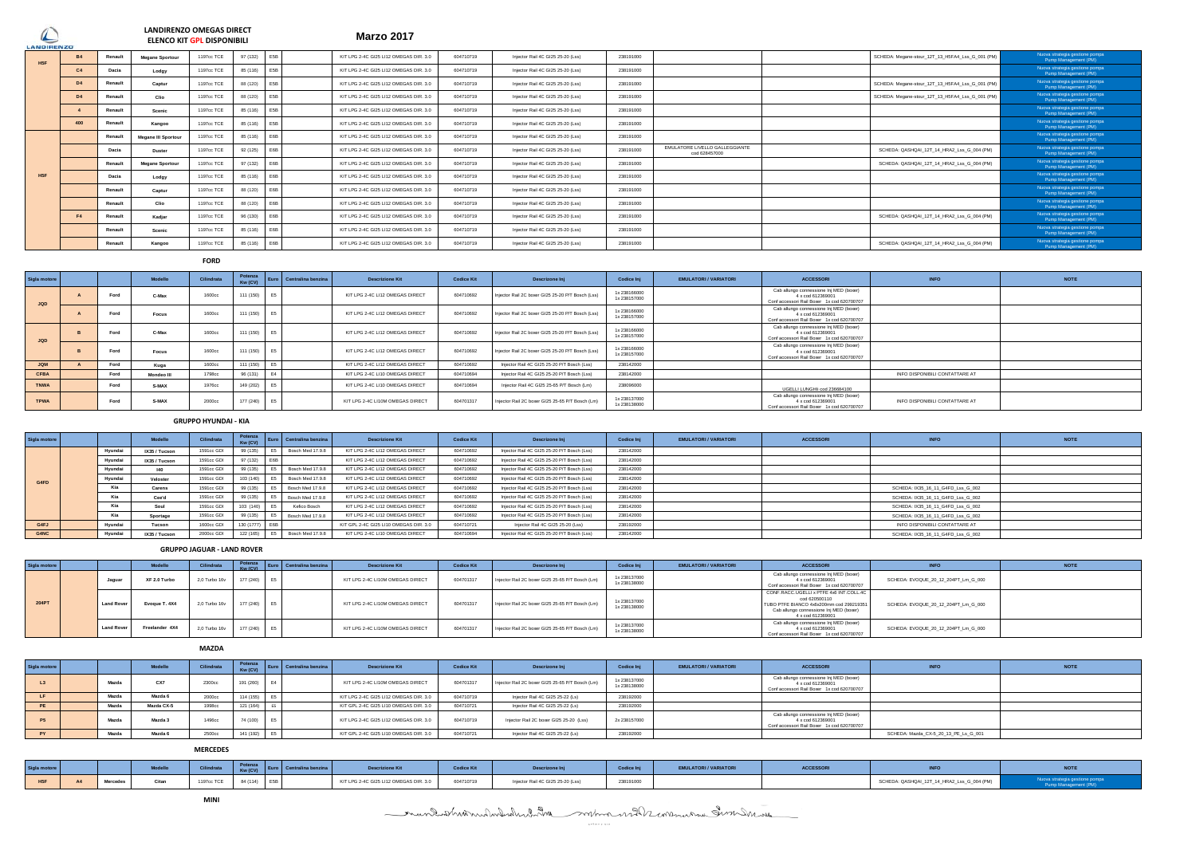# LANDIRENZO OMEGAS DIRECT
## ELENCO KIT GPL DISPONIBILI

## Marzo 2017

| Sigla motore | | | Modello | Cilindrata | Potenza Kw (CV) | Euro | Centralina benzina | Descrizione Kit | Codice Kit | Descrizone Inj | Codice Inj | EMULATORI / VARIATORI | ACCESSORI | INFO | NOTE |
|---|---|---|---|---|---|---|---|---|---|---|---|---|---|---|---|
| H5F | B4 | Renault | Megane Sportour | 1197cc TCE | 97 (132) | E5B | | KIT LPG 2-4C GI25 LI12 OMEGAS DIR. 3.0 | 604710719 | Injector Rail 4C GI25 25-20 (Lss) | 238191000 | | | SCHEDA: Megane-stour_12T_13_H5FA4_Lss_G_001 (PM) | Nuova strategia gestione pompa Pump Management (PM) |
| | C4 | Dacia | Lodgy | 1197cc TCE | 85 (116) | E5B | | KIT LPG 2-4C GI25 LI12 OMEGAS DIR. 3.0 | 604710719 | Injector Rail 4C GI25 25-20 (Lss) | 238191000 | | | | Nuova strategia gestione pompa Pump Management (PM) |
| | D4 | Renault | Captur | 1197cc TCE | 88 (120) | E5B | | KIT LPG 2-4C GI25 LI12 OMEGAS DIR. 3.0 | 604710719 | Injector Rail 4C GI25 25-20 (Lss) | 238191000 | | | SCHEDA: Megane-stour_12T_13_H5FA4_Lss_G_001 (PM) | Nuova strategia gestione pompa Pump Management (PM) |
| | D4 | Renault | Clio | 1197cc TCE | 88 (120) | E5B | | KIT LPG 2-4C GI25 LI12 OMEGAS DIR. 3.0 | 604710719 | Injector Rail 4C GI25 25-20 (Lss) | 238191000 | | | SCHEDA: Megane-stour_12T_13_H5FA4_Lss_G_001 (PM) | Nuova strategia gestione pompa Pump Management (PM) |
| | 4 | Renault | Scenic | 1197cc TCE | 85 (116) | E5B | | KIT LPG 2-4C GI25 LI12 OMEGAS DIR. 3.0 | 604710719 | Injector Rail 4C GI25 25-20 (Lss) | 238191000 | | | | Nuova strategia gestione pompa Pump Management (PM) |
| | 400 | Renault | Kangoo | 1197cc TCE | 85 (116) | E5B | | KIT LPG 2-4C GI25 LI12 OMEGAS DIR. 3.0 | 604710719 | Injector Rail 4C GI25 25-20 (Lss) | 238191000 | | | | Nuova strategia gestione pompa Pump Management (PM) |
| H5F | | Renault | Megane III Sportour | 1197cc TCE | 85 (116) | E6B | | KIT LPG 2-4C GI25 LI12 OMEGAS DIR. 3.0 | 604710719 | Injector Rail 4C GI25 25-20 (Lss) | 238191000 | | | | Nuova strategia gestione pompa Pump Management (PM) |
| | | Dacia | Duster | 1197cc TCE | 92 (125) | E6B | | KIT LPG 2-4C GI25 LI12 OMEGAS DIR. 3.0 | 604710719 | Injector Rail 4C GI25 25-20 (Lss) | 238191000 | EMULATORE LIVELLO GALLEGGIANTE cod 628457000 | | SCHEDA: QASHQAI_12T_14_HRA2_Lss_G_004 (PM) | Nuova strategia gestione pompa Pump Management (PM) |
| | | Renault | Megane Sportour | 1197cc TCE | 97 (132) | E6B | | KIT LPG 2-4C GI25 LI12 OMEGAS DIR. 3.0 | 604710719 | Injector Rail 4C GI25 25-20 (Lss) | 238191000 | | | SCHEDA: QASHQAI_12T_14_HRA2_Lss_G_004 (PM) | Nuova strategia gestione pompa Pump Management (PM) |
| | | Dacia | Lodgy | 1197cc TCE | 85 (116) | E6B | | KIT LPG 2-4C GI25 LI12 OMEGAS DIR. 3.0 | 604710719 | Injector Rail 4C GI25 25-20 (Lss) | 238191000 | | | | Nuova strategia gestione pompa Pump Management (PM) |
| | | Renault | Captur | 1197cc TCE | 88 (120) | E6B | | KIT LPG 2-4C GI25 LI12 OMEGAS DIR. 3.0 | 604710719 | Injector Rail 4C GI25 25-20 (Lss) | 238191000 | | | | Nuova strategia gestione pompa Pump Management (PM) |
| | | Renault | Clio | 1197cc TCE | 88 (120) | E6B | | KIT LPG 2-4C GI25 LI12 OMEGAS DIR. 3.0 | 604710719 | Injector Rail 4C GI25 25-20 (Lss) | 238191000 | | | | Nuova strategia gestione pompa Pump Management (PM) |
| | F4 | Renault | Kadjar | 1197cc TCE | 96 (130) | E6B | | KIT LPG 2-4C GI25 LI12 OMEGAS DIR. 3.0 | 604710719 | Injector Rail 4C GI25 25-20 (Lss) | 238191000 | | | SCHEDA: QASHQAI_12T_14_HRA2_Lss_G_004 (PM) | Nuova strategia gestione pompa Pump Management (PM) |
| | | Renault | Scenic | 1197cc TCE | 85 (116) | E6B | | KIT LPG 2-4C GI25 LI12 OMEGAS DIR. 3.0 | 604710719 | Injector Rail 4C GI25 25-20 (Lss) | 238191000 | | | | Nuova strategia gestione pompa Pump Management (PM) |
| | | Renault | Kangoo | 1197cc TCE | 85 (116) | E6B | | KIT LPG 2-4C GI25 LI12 OMEGAS DIR. 3.0 | 604710719 | Injector Rail 4C GI25 25-20 (Lss) | 238191000 | | | SCHEDA: QASHQAI_12T_14_HRA2_Lss_G_004 (PM) | Nuova strategia gestione pompa Pump Management (PM) |

### FORD

| Sigla motore | | | Modello | Cilindrata | Potenza Kw (CV) | Euro | Centralina benzina | Descrizione Kit | Codice Kit | Descrizone Inj | Codice Inj | EMULATORI / VARIATORI | ACCESSORI | INFO | NOTE |
|---|---|---|---|---|---|---|---|---|---|---|---|---|---|---|---|
| JQD | A | Ford | C-Max | 1600cc | 111 (150) | E5 | | KIT LPG 2-4C LI12 OMEGAS DIRECT | 604710692 | Injector Rail 2C boxer GI25 25-20 P/T Bosch (Lss) | 1x 238166000 1x 238157000 | | Cab allungo connessione Inj MED (boxer) 4 x cod 612369001 Conf accessori Rail Boxer 1x cod 620700707 | | |
| | A | Ford | Focus | 1600cc | 111 (150) | E5 | | KIT LPG 2-4C LI12 OMEGAS DIRECT | 604710692 | Injector Rail 2C boxer GI25 25-20 P/T Bosch (Lss) | 1x 238166000 1x 238157000 | | Cab allungo connessione Inj MED (boxer) 4 x cod 612369001 Conf accessori Rail Boxer 1x cod 620700707 | | |
| JQD | B | Ford | C-Max | 1600cc | 111 (150) | E5 | | KIT LPG 2-4C LI12 OMEGAS DIRECT | 604710692 | Injector Rail 2C boxer GI25 25-20 P/T Bosch (Lss) | 1x 238166000 1x 238157000 | | Cab allungo connessione Inj MED (boxer) 4 x cod 612369001 Conf accessori Rail Boxer 1x cod 620700707 | | |
| | B | Ford | Focus | 1600cc | 111 (150) | E5 | | KIT LPG 2-4C LI12 OMEGAS DIRECT | 604710692 | Injector Rail 2C boxer GI25 25-20 P/T Bosch (Lss) | 1x 238166000 1x 238157000 | | Cab allungo connessione Inj MED (boxer) 4 x cod 612369001 Conf accessori Rail Boxer 1x cod 620700707 | | |
| JQM | A | Ford | Kuga | 1600cc | 111 (150) | E5 | | KIT LPG 2-4C LI12 OMEGAS DIRECT | 604710692 | Injector Rail 4C GI25 25-20 P/T Bosch (Lss) | 238142000 | | | | |
| CFBA | | Ford | Mondeo III | 1798cc | 96 (131) | E4 | | KIT LPG 2-4C LI10 OMEGAS DIRECT | 604710694 | Injector Rail 4C GI25 25-20 P/T Bosch (Lss) | 238142000 | | | INFO DISPONIBILI CONTATTARE AT | |
| TNWA | | Ford | S-MAX | 1976cc | 149 (202) | E5 | | KIT LPG 2-4C LI10 OMEGAS DIRECT | 604710694 | Injector Rail 4C GI25 25-65 P/T Bosch (Lm) | 238096000 | | UGELLI LUNGHI cod 236684100 | | |
| TPWA | | Ford | S-MAX | 2000cc | 177 (240) | E5 | | KIT LPG 2-4C LI10M OMEGAS DIRECT | 604701317 | Injector Rail 2C boxer GI25 25-65 P/T Bosch (Lm) | 1x 238137000 1x 238138000 | | Cab allungo connessione Inj MED (boxer) 4 x cod 612369001 Conf accessori Rail Boxer 1x cod 620700707 | INFO DISPONIBILI CONTATTARE AT | |

### GRUPPO HYUNDAI - KIA

| Sigla motore | | | Modello | Cilindrata | Potenza Kw (CV) | Euro | Centralina benzina | Descrizione Kit | Codice Kit | Descrizone Inj | Codice Inj | EMULATORI / VARIATORI | ACCESSORI | INFO | NOTE |
|---|---|---|---|---|---|---|---|---|---|---|---|---|---|---|---|
| G4FD | | Hyundai | IX35 / Tucson | 1591cc GDI | 99 (135) | E5 | Bosch Med 17.9.8 | KIT LPG 2-4C LI12 OMEGAS DIRECT | 604710692 | Injector Rail 4C GI25 25-20 P/T Bosch (Lss) | 238142000 | | | | |
| | | Hyundai | IX35 / Tucson | 1591cc GDI | 97 (132) | E6B | | KIT LPG 2-4C LI12 OMEGAS DIRECT | 604710692 | Injector Rail 4C GI25 25-20 P/T Bosch (Lss) | 238142000 | | | | |
| | | Hyundai | i40 | 1591cc GDI | 99 (135) | E5 | Bosch Med 17.9.8 | KIT LPG 2-4C LI12 OMEGAS DIRECT | 604710692 | Injector Rail 4C GI25 25-20 P/T Bosch (Lss) | 238142000 | | | | |
| | | Hyundai | Veloster | 1591cc GDI | 103 (140) | E5 | Bosch Med 17.9.8 | KIT LPG 2-4C LI12 OMEGAS DIRECT | 604710692 | Injector Rail 4C GI25 25-20 P/T Bosch (Lss) | 238142000 | | | | |
| | | Kia | Carens | 1591cc GDI | 99 (135) | E5 | Bosch Med 17.9.8 | KIT LPG 2-4C LI12 OMEGAS DIRECT | 604710692 | Injector Rail 4C GI25 25-20 P/T Bosch (Lss) | 238142000 | | | SCHEDA: IX35_16_11_G4FD_Lss_G_002 | |
| | | Kia | Cee'd | 1591cc GDI | 99 (135) | E5 | Bosch Med 17.9.8 | KIT LPG 2-4C LI12 OMEGAS DIRECT | 604710692 | Injector Rail 4C GI25 25-20 P/T Bosch (Lss) | 238142000 | | | SCHEDA: IX35_16_11_G4FD_Lss_G_002 | |
| | | Kia | Soul | 1591cc GDI | 103 (140) | E5 | Kefico Bosch | KIT LPG 2-4C LI12 OMEGAS DIRECT | 604710692 | Injector Rail 4C GI25 25-20 P/T Bosch (Lss) | 238142000 | | | SCHEDA: IX35_16_11_G4FD_Lss_G_002 | |
| | | Kia | Sportage | 1591cc GDI | 99 (135) | E5 | Bosch Med 17.9.8 | KIT LPG 2-4C LI12 OMEGAS DIRECT | 604710692 | Injector Rail 4C GI25 25-20 P/T Bosch (Lss) | 238142000 | | | SCHEDA: IX35_16_11_G4FD_Lss_G_002 | |
| G4FJ | | Hyundai | Tucson | 1600cc GDI | 130 (1777) | E6B | | KIT GPL 2-4C GI25 LI10 OMEGAS DIR. 3.0 | 604710721 | Injector Rail 4C GI25 25-20 (Lss) | 238192000 | | | INFO DISPONIBILI CONTATTARE AT | |
| G4NC | | Hyundai | IX35 / Tucson | 2000cc GDI | 122 (165) | E5 | Bosch Med 17.9.8 | KIT LPG 2-4C LI10 OMEGAS DIRECT | 604710694 | Injector Rail 4C GI25 25-20 P/T Bosch (Lss) | 238142000 | | | SCHEDA: IX35_16_11_G4FD_Lss_G_002 | |

### GRUPPO JAGUAR - LAND ROVER

| Sigla motore | | | Modello | Cilindrata | Potenza Kw (CV) | Euro | Centralina benzina | Descrizione Kit | Codice Kit | Descrizone Inj | Codice Inj | EMULATORI / VARIATORI | ACCESSORI | INFO | NOTE |
|---|---|---|---|---|---|---|---|---|---|---|---|---|---|---|---|
| 204PT | | Jaguar | XF 2.0 Turbo | 2,0 Turbo 16v | 177 (240) | E5 | | KIT LPG 2-4C LI10M OMEGAS DIRECT | 604701317 | Injector Rail 2C boxer GI25 25-65 P/T Bosch (Lm) | 1x 238137000 1x 238138000 | | Cab allungo connessione Inj MED (boxer) 4 x cod 612369001 Conf accessori Rail Boxer 1x cod 620700707 | SCHEDA: EVOQUE_20_12_204PT_Lm_G_000 | |
| | | Land Rover | Evoque T. 4X4 | 2,0 Turbo 16v | 177 (240) | E5 | | KIT LPG 2-4C LI10M OMEGAS DIRECT | 604701317 | Injector Rail 2C boxer GI25 25-65 P/T Bosch (Lm) | 1x 238137000 1x 238138000 | | CONF.RACC.UGELLI x PTFE 4x6 INT.COLL.4C cod 620500110 TUBO PTFE BIANCO 4x6x200mm cod 299219351 Cab allungo connessione Inj MED (boxer) 4 x cod 612369001 | SCHEDA: EVOQUE_20_12_204PT_Lm_G_000 | |
| | | Land Rover | Freelander 4X4 | 2,0 Turbo 16v | 177 (240) | E5 | | KIT LPG 2-4C LI10M OMEGAS DIRECT | 604701317 | Injector Rail 2C boxer GI25 25-65 P/T Bosch (Lm) | 1x 238137000 1x 238138000 | | Cab allungo connessione Inj MED (boxer) 4 x cod 612369001 Conf accessori Rail Boxer 1x cod 620700707 | SCHEDA: EVOQUE_20_12_204PT_Lm_G_000 | |

### MAZDA

| Sigla motore | | | Modello | Cilindrata | Potenza Kw (CV) | Euro | Centralina benzina | Descrizione Kit | Codice Kit | Descrizone Inj | Codice Inj | EMULATORI / VARIATORI | ACCESSORI | INFO | NOTE |
|---|---|---|---|---|---|---|---|---|---|---|---|---|---|---|---|
| L3 | | Mazda | CX7 | 2300cc | 191 (260) | E4 | | KIT LPG 2-4C LI10M OMEGAS DIRECT | 604701317 | Injector Rail 2C boxer GI25 25-65 P/T Bosch (Lm) | 1x 238137000 1x 238138000 | | Cab allungo connessione Inj MED (boxer) 4 x cod 612369001 Conf accessori Rail Boxer 1x cod 620700707 | | |
| LF | | Mazda | Mazda 6 | 2000cc | 114 (155) | E5 | | KIT LPG 2-4C GI25 LI12 OMEGAS DIR. 3.0 | 604710719 | Injector Rail 4C GI25 25-22 (Ls) | 238192000 | | | | |
| PE | | Mazda | Mazda CX-5 | 1998cc | 121 (164) | E5 | | KIT GPL 2-4C GI25 LI10 OMEGAS DIR. 3.0 | 604710721 | Injector Rail 4C GI25 25-22 (Ls) | 238192000 | | | | |
| P5 | | Mazda | Mazda 3 | 1496cc | 74 (100) | E5 | | KIT LPG 2-4C GI25 LI12 OMEGAS DIR. 3.0 | 604710719 | Injector Rail 2C boxer GI25 25-20 (Lss) | 2x 238157000 | | Cab allungo connessione Inj MED (boxer) 4 x cod 612369001 Conf accessori Rail Boxer 1x cod 620700707 | | |
| PY | | Mazda | Mazda 6 | 2500cc | 141 (192) | E5 | | KIT GPL 2-4C GI25 LI10 OMEGAS DIR. 3.0 | 604710721 | Injector Rail 4C GI25 25-22 (Ls) | 238192000 | | | SCHEDA: Mazda_CX-5_20_13_PE_Ls_G_001 | |

### MERCEDES

| Sigla motore | | | Modello | Cilindrata | Potenza Kw (CV) | Euro | Centralina benzina | Descrizione Kit | Codice Kit | Descrizone Inj | Codice Inj | EMULATORI / VARIATORI | ACCESSORI | INFO | NOTE |
|---|---|---|---|---|---|---|---|---|---|---|---|---|---|---|---|
| H5F | A4 | Mercedes | Citan | 1197cc TCE | 84 (114) | E5B | | KIT LPG 2-4C GI25 LI12 OMEGAS DIR. 3.0 | 604710719 | Injector Rail 4C GI25 25-20 (Lss) | 238191000 | | | SCHEDA: QASHQAI_12T_14_HRA2_Lss_G_004 (PM) | Nuova strategia gestione pompa Pump Management (PM) |

### MINI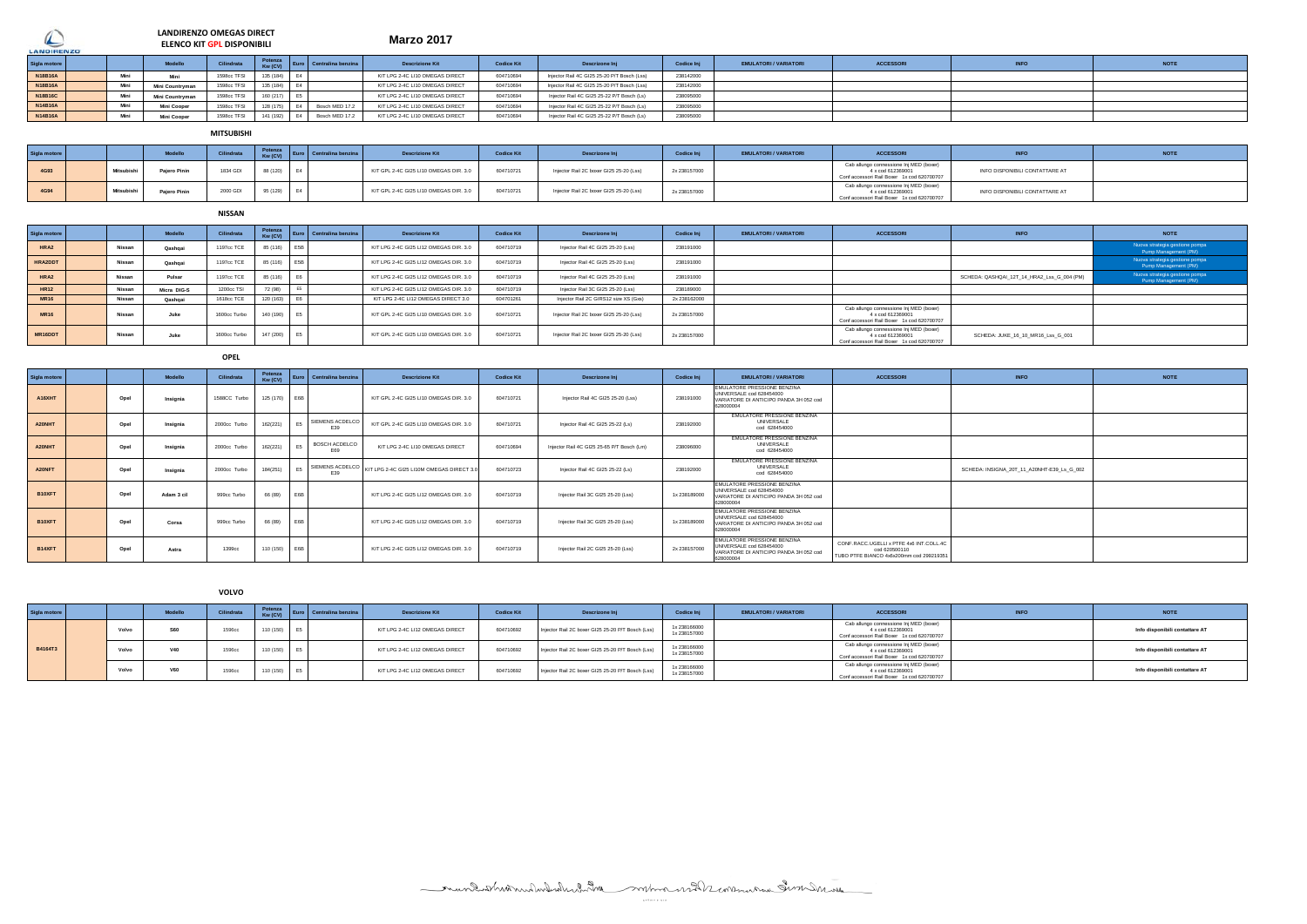# LANDIRENZO OMEGAS DIRECT
## ELENCO KIT GPL DISPONIBILI

**Marzo 2017**

| Sigla motore | | | Modello | Cilindrata | Potenza Kw (CV) | Euro | Centralina benzina | Descrizione Kit | Codice Kit | Descrizone Inj | Codice Inj | EMULATORI / VARIATORI | ACCESSORI | INFO | NOTE |
|---|---|---|---|---|---|---|---|---|---|---|---|---|---|---|---|
| N18B16A | | Mini | Mini | 1598cc TFSI | 135 (184) | E4 | | KIT LPG 2-4C LI10 OMEGAS DIRECT | 604710694 | Injector Rail 4C GI25 25-20 P/T Bosch (Lss) | 238142000 | | | | |
| N18B16A | | Mini | Mini Countryman | 1598cc TFSI | 135 (184) | E4 | | KIT LPG 2-4C LI10 OMEGAS DIRECT | 604710694 | Injector Rail 4C GI25 25-20 P/T Bosch (Lss) | 238142000 | | | | |
| N18B16C | | Mini | Mini Countryman | 1598cc TFSI | 160 (217) | E5 | | KIT LPG 2-4C LI10 OMEGAS DIRECT | 604710694 | Injector Rail 4C GI25 25-22 P/T Bosch (Ls) | 238095000 | | | | |
| N14B16A | | Mini | Mini Cooper | 1598cc TFSI | 128 (175) | E4 | Bosch MED 17.2 | KIT LPG 2-4C LI10 OMEGAS DIRECT | 604710694 | Injector Rail 4C GI25 25-22 P/T Bosch (Ls) | 238095000 | | | | |
| N14B16A | | Mini | Mini Cooper | 1598cc TFSI | 141 (192) | E4 | Bosch MED 17.2 | KIT LPG 2-4C LI10 OMEGAS DIRECT | 604710694 | Injector Rail 4C GI25 25-22 P/T Bosch (Ls) | 238095000 | | | | |

### MITSUBISHI

| Sigla motore | | | Modello | Cilindrata | Potenza Kw (CV) | Euro | Centralina benzina | Descrizione Kit | Codice Kit | Descrizone Inj | Codice Inj | EMULATORI / VARIATORI | ACCESSORI | INFO | NOTE |
|---|---|---|---|---|---|---|---|---|---|---|---|---|---|---|---|
| 4G93 | | Mitsubishi | Pajero Pinin | 1834 GDI | 88 (120) | E4 | | KIT GPL 2-4C GI25 LI10 OMEGAS DIR. 3.0 | 604710721 | Injector Rail 2C boxer GI25 25-20 (Lss) | 2x 238157000 | | Cab allungo connessione Inj MED (boxer) 4 x cod 612369001 Conf accessori Rail Boxer 1x cod 620700707 | INFO DISPONIBILI CONTATTARE AT | |
| 4G94 | | Mitsubishi | Pajero Pinin | 2000 GDI | 95 (129) | E4 | | KIT GPL 2-4C GI25 LI10 OMEGAS DIR. 3.0 | 604710721 | Injector Rail 2C boxer GI25 25-20 (Lss) | 2x 238157000 | | Cab allungo connessione Inj MED (boxer) 4 x cod 612369001 Conf accessori Rail Boxer 1x cod 620700707 | INFO DISPONIBILI CONTATTARE AT | |

### NISSAN

| Sigla motore | | | Modello | Cilindrata | Potenza Kw (CV) | Euro | Centralina benzina | Descrizione Kit | Codice Kit | Descrizone Inj | Codice Inj | EMULATORI / VARIATORI | ACCESSORI | INFO | NOTE |
|---|---|---|---|---|---|---|---|---|---|---|---|---|---|---|---|
| HRA2 | | Nissan | Qashqai | 1197cc TCE | 85 (116) | E5B | | KIT LPG 2-4C GI25 LI12 OMEGAS DIR. 3.0 | 604710719 | Injector Rail 4C GI25 25-20 (Lss) | 238191000 | | | | Nuova strategia gestione pompa Pump Management (PM) |
| HRA2DDT | | Nissan | Qashqai | 1197cc TCE | 85 (116) | E5B | | KIT LPG 2-4C GI25 LI12 OMEGAS DIR. 3.0 | 604710719 | Injector Rail 4C GI25 25-20 (Lss) | 238191000 | | | | Nuova strategia gestione pompa Pump Management (PM) |
| HRA2 | | Nissan | Pulsar | 1197cc TCE | 85 (116) | E6 | | KIT LPG 2-4C GI25 LI12 OMEGAS DIR. 3.0 | 604710719 | Injector Rail 4C GI25 25-20 (Lss) | 238191000 | | | SCHEDA: QASHQAI_12T_14_HRA2_Lss_G_004 (PM) | Nuova strategia gestione pompa Pump Management (PM) |
| HR12 | | Nissan | Micra DIG-S | 1200cc TSI | 72 (98) | E5 | | KIT LPG 2-4C GI25 LI12 OMEGAS DIR. 3.0 | 604710719 | Injector Rail 3C GI25 25-20 (Lss) | 238189000 | | | | |
| MR16 | | Nissan | Qashqai | 1618cc TCE | 120 (163) | E6 | | KIT LPG 2-4C LI12 OMEGAS DIRECT 3.0 | 604701261 | Injector Rail 2C GIRS12 size XS (Gss) | 2x 238162000 | | | | |
| MR16 | | Nissan | Juke | 1600cc Turbo | 140 (190) | E5 | | KIT GPL 2-4C GI25 LI10 OMEGAS DIR. 3.0 | 604710721 | Injector Rail 2C boxer GI25 25-20 (Lss) | 2x 238157000 | | Cab allungo connessione Inj MED (boxer) 4 x cod 612369001 Conf accessori Rail Boxer 1x cod 620700707 | | |
| MR16DDT | | Nissan | Juke | 1600cc Turbo | 147 (200) | E5 | | KIT GPL 2-4C GI25 LI10 OMEGAS DIR. 3.0 | 604710721 | Injector Rail 2C boxer GI25 25-20 (Lss) | 2x 238157000 | | Cab allungo connessione Inj MED (boxer) 4 x cod 612369001 Conf accessori Rail Boxer 1x cod 620700707 | SCHEDA: JUKE_16_10_MR16_Lss_G_001 | |

### OPEL

| Sigla motore | | | Modello | Cilindrata | Potenza Kw (CV) | Euro | Centralina benzina | Descrizione Kit | Codice Kit | Descrizone Inj | Codice Inj | EMULATORI / VARIATORI | ACCESSORI | INFO | NOTE |
|---|---|---|---|---|---|---|---|---|---|---|---|---|---|---|---|
| A16XHT | | Opel | Insignia | 1598CC Turbo | 125 (170) | E6B | | KIT GPL 2-4C GI25 LI10 OMEGAS DIR. 3.0 | 604710721 | Injector Rail 4C GI25 25-20 (Lss) | 238191000 | EMULATORE PRESSIONE BENZINA UNIVERSALE cod 628454000 VARIATORE DI ANTICIPO PANDA 3H 052 cod 628000004 | | | |
| A20NHT | | Opel | Insignia | 2000cc Turbo | 162(221) | E5 | SIEMENS ACDELCO E39 | KIT GPL 2-4C GI25 LI10 OMEGAS DIR. 3.0 | 604710721 | Injector Rail 4C GI25 25-22 (Ls) | 238192000 | EMULATORE PRESSIONE BENZINA UNIVERSALE cod 628454000 | | | |
| A20NHT | | Opel | Insignia | 2000cc Turbo | 162(221) | E5 | BOSCH ACDELCO E69 | KIT LPG 2-4C LI10 OMEGAS DIRECT | 604710694 | Injector Rail 4C GI25 25-65 P/T Bosch (Lm) | 238096000 | EMULATORE PRESSIONE BENZINA UNIVERSALE cod 628454000 | | | |
| A20NFT | | Opel | Insignia | 2000cc Turbo | 184(251) | E5 | SIEMENS ACDELCO E39 | KIT LPG 2-4C GI25 LI10M OMEGAS DIRECT 3.0 | 604710723 | Injector Rail 4C GI25 25-22 (Ls) | 238192000 | EMULATORE PRESSIONE BENZINA UNIVERSALE cod 628454000 | | SCHEDA: INSIGNIA_20T_11_A20NHT-E39_Ls_G_002 | |
| B10XFT | | Opel | Adam 3 cil | 999cc Turbo | 66 (89) | E6B | | KIT LPG 2-4C GI25 LI12 OMEGAS DIR. 3.0 | 604710719 | Injector Rail 3C GI25 25-20 (Lss) | 1x 238189000 | EMULATORE PRESSIONE BENZINA UNIVERSALE cod 628454000 VARIATORE DI ANTICIPO PANDA 3H 052 cod 628000004 | | | |
| B10XFT | | Opel | Corsa | 999cc Turbo | 66 (89) | E6B | | KIT LPG 2-4C GI25 LI12 OMEGAS DIR. 3.0 | 604710719 | Injector Rail 3C GI25 25-20 (Lss) | 1x 238189000 | EMULATORE PRESSIONE BENZINA UNIVERSALE cod 628454000 VARIATORE DI ANTICIPO PANDA 3H 052 cod 628000004 | | | |
| B14XFT | | Opel | Astra | 1399cc | 110 (150) | E6B | | KIT LPG 2-4C GI25 LI12 OMEGAS DIR. 3.0 | 604710719 | Injector Rail 2C GI25 25-20 (Lss) | 2x 238157000 | EMULATORE PRESSIONE BENZINA UNIVERSALE cod 628454000 VARIATORE DI ANTICIPO PANDA 3H 052 cod 628000004 | CONF.RACC.UGELLI x PTFE 4x6 INT.COLL.4C cod 620500110 TUBO PTFE BIANCO 4x6x200mm cod 299219351 | | |

### VOLVO

| Sigla motore | | | Modello | Cilindrata | Potenza Kw (CV) | Euro | Centralina benzina | Descrizione Kit | Codice Kit | Descrizone Inj | Codice Inj | EMULATORI / VARIATORI | ACCESSORI | INFO | NOTE |
|---|---|---|---|---|---|---|---|---|---|---|---|---|---|---|---|
| B4164T3 | | Volvo | S60 | 1596cc | 110 (150) | E5 | | KIT LPG 2-4C LI12 OMEGAS DIRECT | 604710692 | Injector Rail 2C boxer GI25 25-20 P/T Bosch (Lss) | 1x 238166000 1x 238157000 | | Cab allungo connessione Inj MED (boxer) 4 x cod 612369001 Conf accessori Rail Boxer 1x cod 620700707 | | Info disponibili contattare AT |
| | | Volvo | V40 | 1596cc | 110 (150) | E5 | | KIT LPG 2-4C LI12 OMEGAS DIRECT | 604710692 | Injector Rail 2C boxer GI25 25-20 P/T Bosch (Lss) | 1x 238166000 1x 238157000 | | Cab allungo connessione Inj MED (boxer) 4 x cod 612369001 Conf accessori Rail Boxer 1x cod 620700707 | | Info disponibili contattare AT |
| | | Volvo | V60 | 1596cc | 110 (150) | E5 | | KIT LPG 2-4C LI12 OMEGAS DIRECT | 604710692 | Injector Rail 2C boxer GI25 25-20 P/T Bosch (Lss) | 1x 238166000 1x 238157000 | | Cab allungo connessione Inj MED (boxer) 4 x cod 612369001 Conf accessori Rail Boxer 1x cod 620700707 | | Info disponibili contattare AT |